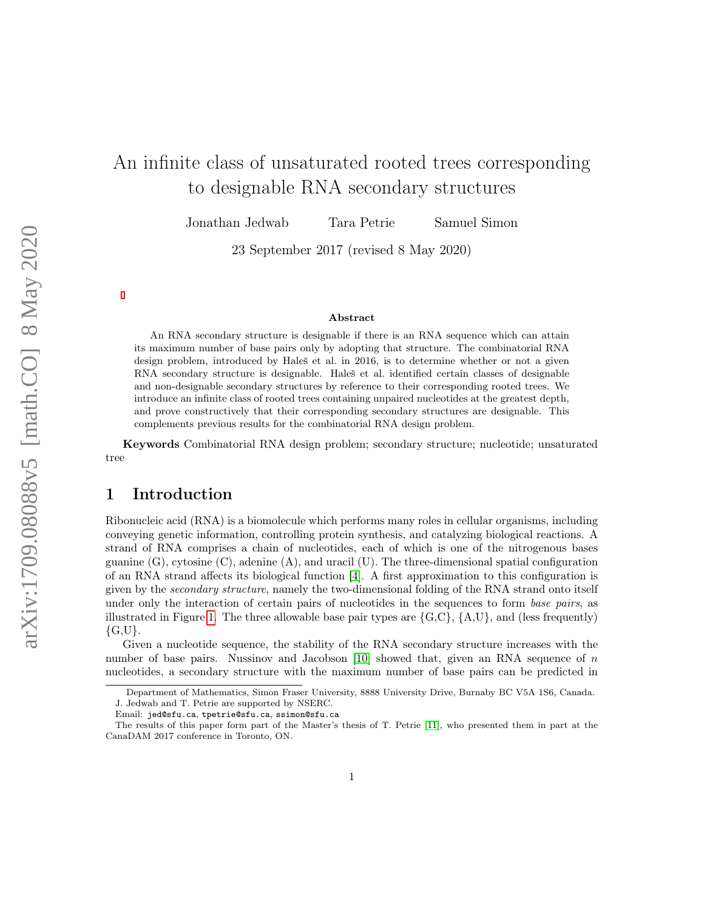# An infinite class of unsaturated rooted trees corresponding to designable RNA secondary structures

Jonathan Jedwab Tara Petrie Samuel Simon

23 September 2017 (revised 8 May 2020)

### Abstract

An RNA secondary structure is designable if there is an RNA sequence which can attain its maximum number of base pairs only by adopting that structure. The combinatorial RNA design problem, introduced by Haleš et al. in 2016, is to determine whether or not a given RNA secondary structure is designable. Haleš et al. identified certain classes of designable and non-designable secondary structures by reference to their corresponding rooted trees. We introduce an infinite class of rooted trees containing unpaired nucleotides at the greatest depth, and prove constructively that their corresponding secondary structures are designable. This complements previous results for the combinatorial RNA design problem.

**Keywords** Combinatorial RNA design problem; secondary structure; nucleotide; unsaturated tree

## 1 Introduction

Ribonucleic acid (RNA) is a biomolecule which performs many roles in cellular organisms, including conveying genetic information, controlling protein synthesis, and catalyzing biological reactions. A strand of RNA comprises a chain of nucleotides, each of which is one of the nitrogenous bases guanine (G), cytosine (C), adenine (A), and uracil (U). The three-dimensional spatial configuration of an RNA strand affects its biological function [4]. A first approximation to this configuration is given by the *secondary structure*, namely the two-dimensional folding of the RNA strand onto itself under only the interaction of certain pairs of nucleotides in the sequences to form *base pairs*, as illustrated in Figure 1. The three allowable base pair types are {G,C}, {A,U}, and (less frequently) {G,U}.

Given a nucleotide sequence, the stability of the RNA secondary structure increases with the number of base pairs. Nussinov and Jacobson [10] showed that, given an RNA sequence of $n$ nucleotides, a secondary structure with the maximum number of base pairs can be predicted in

---

Department of Mathematics, Simon Fraser University, 8888 University Drive, Burnaby BC V5A 1S6, Canada. J. Jedwab and T. Petrie are supported by NSERC.

Email: jed@sfu.ca, tpetrie@sfu.ca, ssimon@sfu.ca

The results of this paper form part of the Master's thesis of T. Petrie [11], who presented them in part at the CanaDAM 2017 conference in Toronto, ON.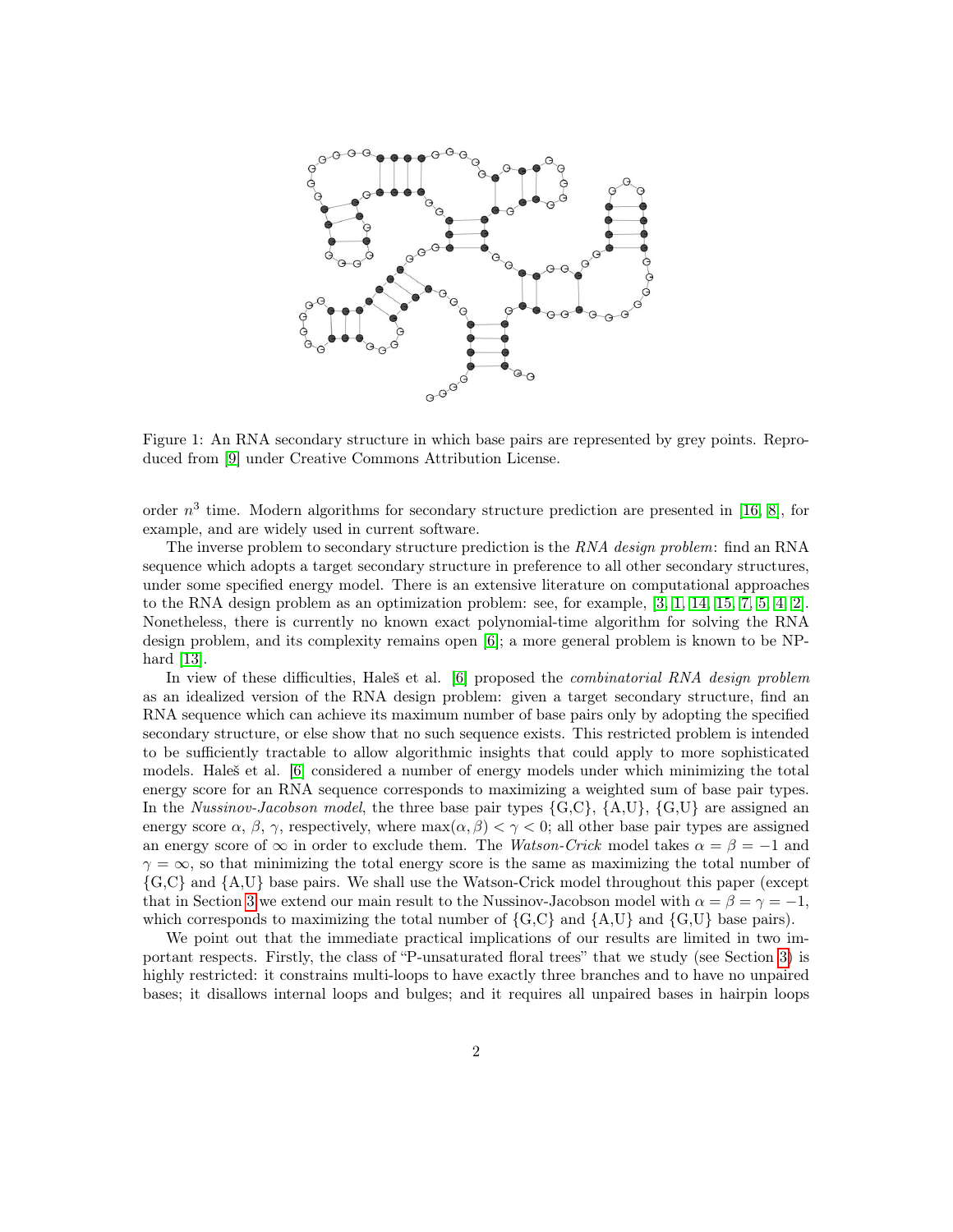Figure 1: An RNA secondary structure in which base pairs are represented by grey points. Reproduced from [9] under Creative Commons Attribution License.

order $n^3$ time. Modern algorithms for secondary structure prediction are presented in [16, 8], for example, and are widely used in current software.

The inverse problem to secondary structure prediction is the *RNA design problem*: find an RNA sequence which adopts a target secondary structure in preference to all other secondary structures, under some specified energy model. There is an extensive literature on computational approaches to the RNA design problem as an optimization problem: see, for example, [3, 1, 14, 15, 7, 5, 4, 2]. Nonetheless, there is currently no known exact polynomial-time algorithm for solving the RNA design problem, and its complexity remains open [6]; a more general problem is known to be NP-hard [13].

In view of these difficulties, Haleš et al. [6] proposed the *combinatorial RNA design problem* as an idealized version of the RNA design problem: given a target secondary structure, find an RNA sequence which can achieve its maximum number of base pairs only by adopting the specified secondary structure, or else show that no such sequence exists. This restricted problem is intended to be sufficiently tractable to allow algorithmic insights that could apply to more sophisticated models. Haleš et al. [6] considered a number of energy models under which minimizing the total energy score for an RNA sequence corresponds to maximizing a weighted sum of base pair types. In the *Nussinov-Jacobson model*, the three base pair types {G,C}, {A,U}, {G,U} are assigned an energy score $\alpha$, $\beta$, $\gamma$, respectively, where $\max(\alpha, \beta) < \gamma < 0$; all other base pair types are assigned an energy score of $\infty$ in order to exclude them. The *Watson-Crick* model takes $\alpha = \beta = -1$ and $\gamma = \infty$, so that minimizing the total energy score is the same as maximizing the total number of {G,C} and {A,U} base pairs. We shall use the Watson-Crick model throughout this paper (except that in Section 3 we extend our main result to the Nussinov-Jacobson model with $\alpha = \beta = \gamma = -1$, which corresponds to maximizing the total number of {G,C} and {A,U} and {G,U} base pairs).

We point out that the immediate practical implications of our results are limited in two important respects. Firstly, the class of "P-unsaturated floral trees" that we study (see Section 3) is highly restricted: it constrains multi-loops to have exactly three branches and to have no unpaired bases; it disallows internal loops and bulges; and it requires all unpaired bases in hairpin loops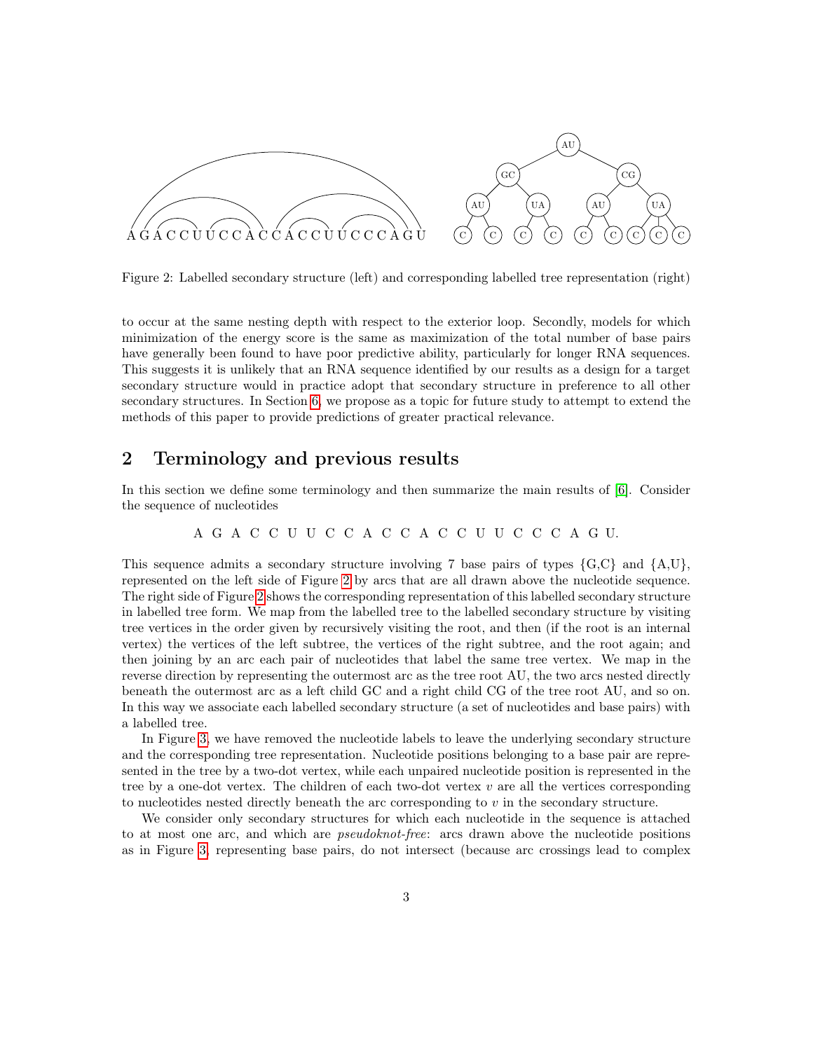Figure 2: Labelled secondary structure (left) and corresponding labelled tree representation (right)

to occur at the same nesting depth with respect to the exterior loop. Secondly, models for which minimization of the energy score is the same as maximization of the total number of base pairs have generally been found to have poor predictive ability, particularly for longer RNA sequences. This suggests it is unlikely that an RNA sequence identified by our results as a design for a target secondary structure would in practice adopt that secondary structure in preference to all other secondary structures. In Section 6, we propose as a topic for future study to attempt to extend the methods of this paper to provide predictions of greater practical relevance.

## 2 Terminology and previous results

In this section we define some terminology and then summarize the main results of [6]. Consider the sequence of nucleotides

A G A C C U U C C A C C A C C U U C C C A G U.

This sequence admits a secondary structure involving 7 base pairs of types {G,C} and {A,U}, represented on the left side of Figure 2 by arcs that are all drawn above the nucleotide sequence. The right side of Figure 2 shows the corresponding representation of this labelled secondary structure in labelled tree form. We map from the labelled tree to the labelled secondary structure by visiting tree vertices in the order given by recursively visiting the root, and then (if the root is an internal vertex) the vertices of the left subtree, the vertices of the right subtree, and the root again; and then joining by an arc each pair of nucleotides that label the same tree vertex. We map in the reverse direction by representing the outermost arc as the tree root AU, the two arcs nested directly beneath the outermost arc as a left child GC and a right child CG of the tree root AU, and so on. In this way we associate each labelled secondary structure (a set of nucleotides and base pairs) with a labelled tree.

In Figure 3, we have removed the nucleotide labels to leave the underlying secondary structure and the corresponding tree representation. Nucleotide positions belonging to a base pair are represented in the tree by a two-dot vertex, while each unpaired nucleotide position is represented in the tree by a one-dot vertex. The children of each two-dot vertex $v$ are all the vertices corresponding to nucleotides nested directly beneath the arc corresponding to $v$ in the secondary structure.

We consider only secondary structures for which each nucleotide in the sequence is attached to at most one arc, and which are *pseudoknot-free*: arcs drawn above the nucleotide positions as in Figure 3, representing base pairs, do not intersect (because arc crossings lead to complex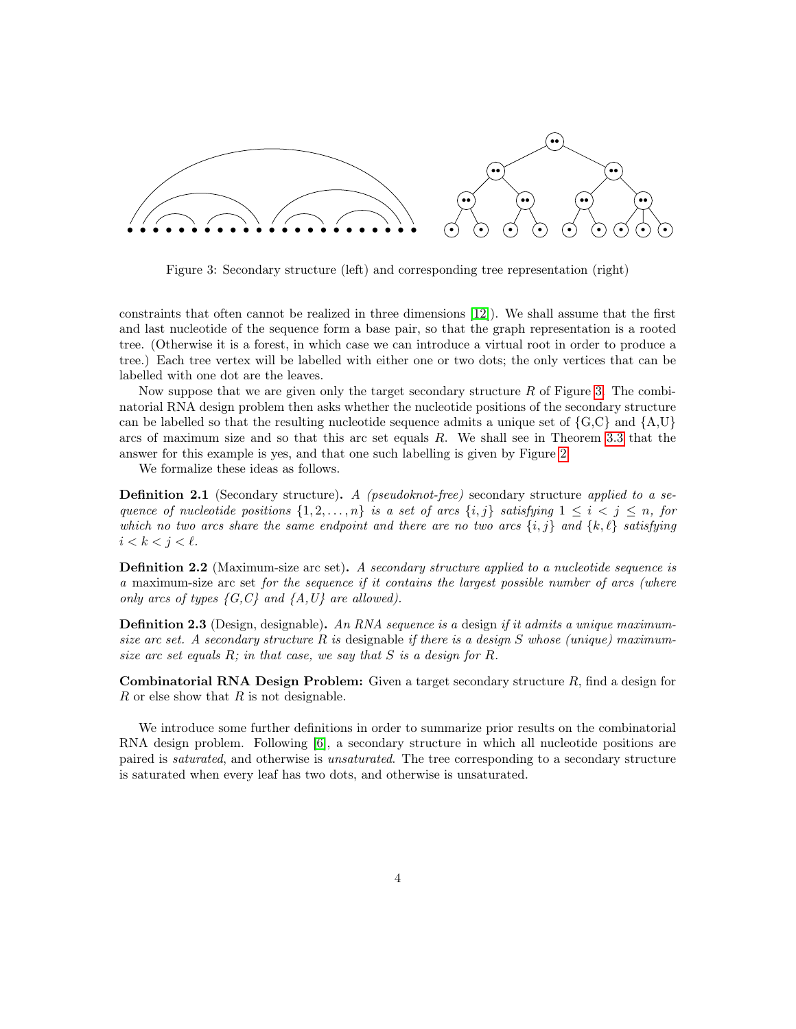Figure 3: Secondary structure (left) and corresponding tree representation (right)

constraints that often cannot be realized in three dimensions [12]). We shall assume that the first and last nucleotide of the sequence form a base pair, so that the graph representation is a rooted tree. (Otherwise it is a forest, in which case we can introduce a virtual root in order to produce a tree.) Each tree vertex will be labelled with either one or two dots; the only vertices that can be labelled with one dot are the leaves.

Now suppose that we are given only the target secondary structure $R$ of Figure 3. The combinatorial RNA design problem then asks whether the nucleotide positions of the secondary structure can be labelled so that the resulting nucleotide sequence admits a unique set of {G,C} and {A,U} arcs of maximum size and so that this arc set equals $R$. We shall see in Theorem 3.3 that the answer for this example is yes, and that one such labelling is given by Figure 2.

We formalize these ideas as follows.

**Definition 2.1** (Secondary structure)**.** *A (pseudoknot-free)* secondary structure *applied to a sequence of nucleotide positions* $\{1, 2, \ldots, n\}$ *is a set of arcs* $\{i, j\}$ *satisfying* $1 \leq i < j \leq n$*, for which no two arcs share the same endpoint and there are no two arcs* $\{i, j\}$ *and* $\{k, \ell\}$ *satisfying* $i < k < j < \ell$*.*

**Definition 2.2** (Maximum-size arc set)**.** *A secondary structure applied to a nucleotide sequence is a* maximum-size arc set *for the sequence if it contains the largest possible number of arcs (where only arcs of types {G,C} and {A,U} are allowed).*

**Definition 2.3** (Design, designable)**.** *An RNA sequence is a* design *if it admits a unique maximum-size arc set. A secondary structure* $R$ *is* designable *if there is a design* $S$ *whose (unique) maximum-size arc set equals* $R$*; in that case, we say that* $S$ *is a design for* $R$*.*

**Combinatorial RNA Design Problem:** Given a target secondary structure $R$, find a design for $R$ or else show that $R$ is not designable.

We introduce some further definitions in order to summarize prior results on the combinatorial RNA design problem. Following [6], a secondary structure in which all nucleotide positions are paired is *saturated*, and otherwise is *unsaturated*. The tree corresponding to a secondary structure is saturated when every leaf has two dots, and otherwise is unsaturated.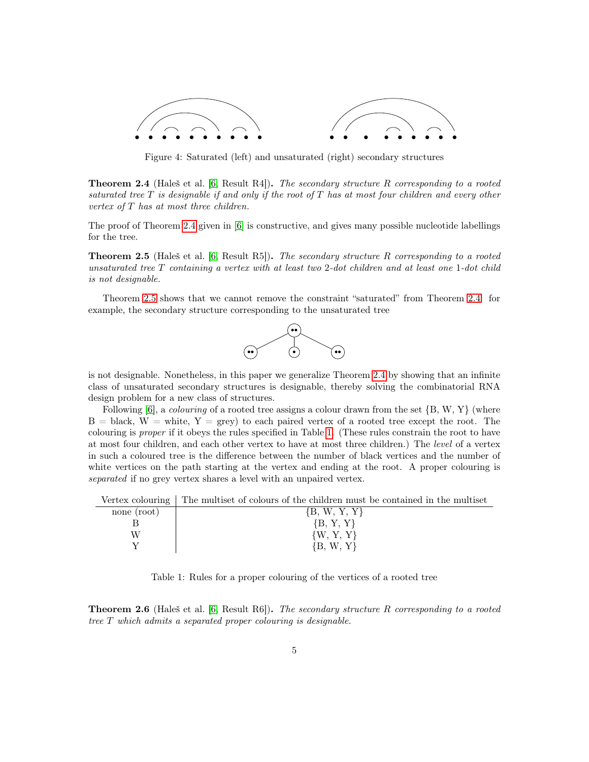Figure 4: Saturated (left) and unsaturated (right) secondary structures

**Theorem 2.4** (Haleš et al. [6, Result R4])**.** *The secondary structure $R$ corresponding to a rooted saturated tree $T$ is designable if and only if the root of $T$ has at most four children and every other vertex of $T$ has at most three children.*

The proof of Theorem 2.4 given in [6] is constructive, and gives many possible nucleotide labellings for the tree.

**Theorem 2.5** (Haleš et al. [6, Result R5])**.** *The secondary structure $R$ corresponding to a rooted unsaturated tree $T$ containing a vertex with at least two 2-dot children and at least one 1-dot child is not designable.*

Theorem 2.5 shows that we cannot remove the constraint "saturated" from Theorem 2.4: for example, the secondary structure corresponding to the unsaturated tree

is not designable. Nonetheless, in this paper we generalize Theorem 2.4 by showing that an infinite class of unsaturated secondary structures is designable, thereby solving the combinatorial RNA design problem for a new class of structures.

Following [6], a *colouring* of a rooted tree assigns a colour drawn from the set {B, W, Y} (where B = black, W = white, Y = grey) to each paired vertex of a rooted tree except the root. The colouring is *proper* if it obeys the rules specified in Table 1. (These rules constrain the root to have at most four children, and each other vertex to have at most three children.) The *level* of a vertex in such a coloured tree is the difference between the number of black vertices and the number of white vertices on the path starting at the vertex and ending at the root. A proper colouring is *separated* if no grey vertex shares a level with an unpaired vertex.

| Vertex colouring | The multiset of colours of the children must be contained in the multiset |
|---|---|
| none (root) | {B, W, Y, Y} |
| B | {B, Y, Y} |
| W | {W, Y, Y} |
| Y | {B, W, Y} |

Table 1: Rules for a proper colouring of the vertices of a rooted tree

**Theorem 2.6** (Haleš et al. [6, Result R6])**.** *The secondary structure $R$ corresponding to a rooted tree $T$ which admits a separated proper colouring is designable.*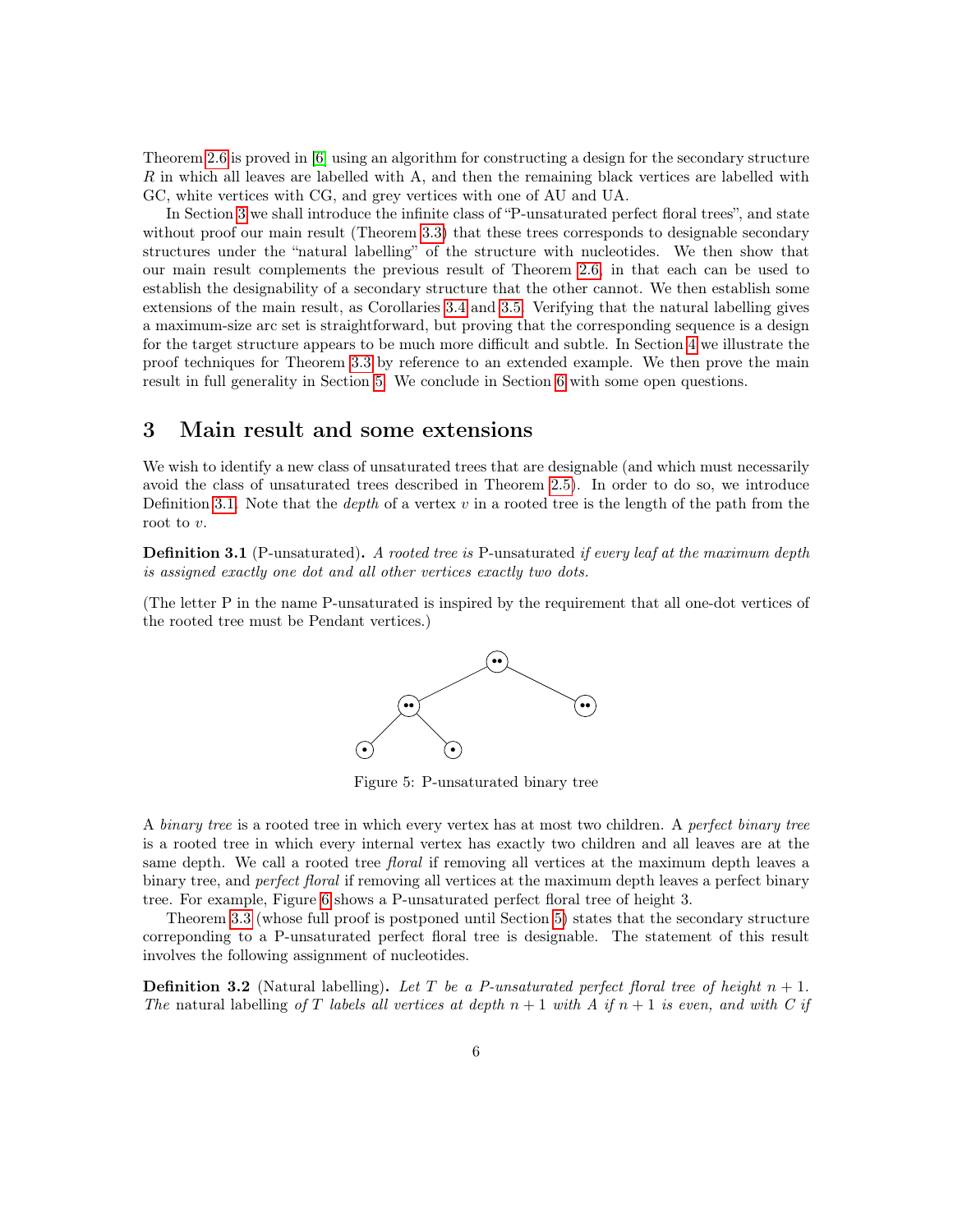Theorem 2.6 is proved in [6] using an algorithm for constructing a design for the secondary structure $R$ in which all leaves are labelled with A, and then the remaining black vertices are labelled with GC, white vertices with CG, and grey vertices with one of AU and UA.

In Section 3 we shall introduce the infinite class of "P-unsaturated perfect floral trees", and state without proof our main result (Theorem 3.3) that these trees corresponds to designable secondary structures under the "natural labelling" of the structure with nucleotides. We then show that our main result complements the previous result of Theorem 2.6, in that each can be used to establish the designability of a secondary structure that the other cannot. We then establish some extensions of the main result, as Corollaries 3.4 and 3.5. Verifying that the natural labelling gives a maximum-size arc set is straightforward, but proving that the corresponding sequence is a design for the target structure appears to be much more difficult and subtle. In Section 4 we illustrate the proof techniques for Theorem 3.3 by reference to an extended example. We then prove the main result in full generality in Section 5. We conclude in Section 6 with some open questions.

# 3 Main result and some extensions

We wish to identify a new class of unsaturated trees that are designable (and which must necessarily avoid the class of unsaturated trees described in Theorem 2.5). In order to do so, we introduce Definition 3.1. Note that the *depth* of a vertex $v$ in a rooted tree is the length of the path from the root to $v$.

**Definition 3.1** (P-unsaturated)**.** *A rooted tree is* P-unsaturated *if every leaf at the maximum depth is assigned exactly one dot and all other vertices exactly two dots.*

(The letter P in the name P-unsaturated is inspired by the requirement that all one-dot vertices of the rooted tree must be Pendant vertices.)

Figure 5: P-unsaturated binary tree

A *binary tree* is a rooted tree in which every vertex has at most two children. A *perfect binary tree* is a rooted tree in which every internal vertex has exactly two children and all leaves are at the same depth. We call a rooted tree *floral* if removing all vertices at the maximum depth leaves a binary tree, and *perfect floral* if removing all vertices at the maximum depth leaves a perfect binary tree. For example, Figure 6 shows a P-unsaturated perfect floral tree of height 3.

Theorem 3.3 (whose full proof is postponed until Section 5) states that the secondary structure correponding to a P-unsaturated perfect floral tree is designable. The statement of this result involves the following assignment of nucleotides.

**Definition 3.2** (Natural labelling)**.** *Let $T$ be a P-unsaturated perfect floral tree of height $n+1$. The* natural labelling *of $T$ labels all vertices at depth $n+1$ with A if $n+1$ is even, and with C if*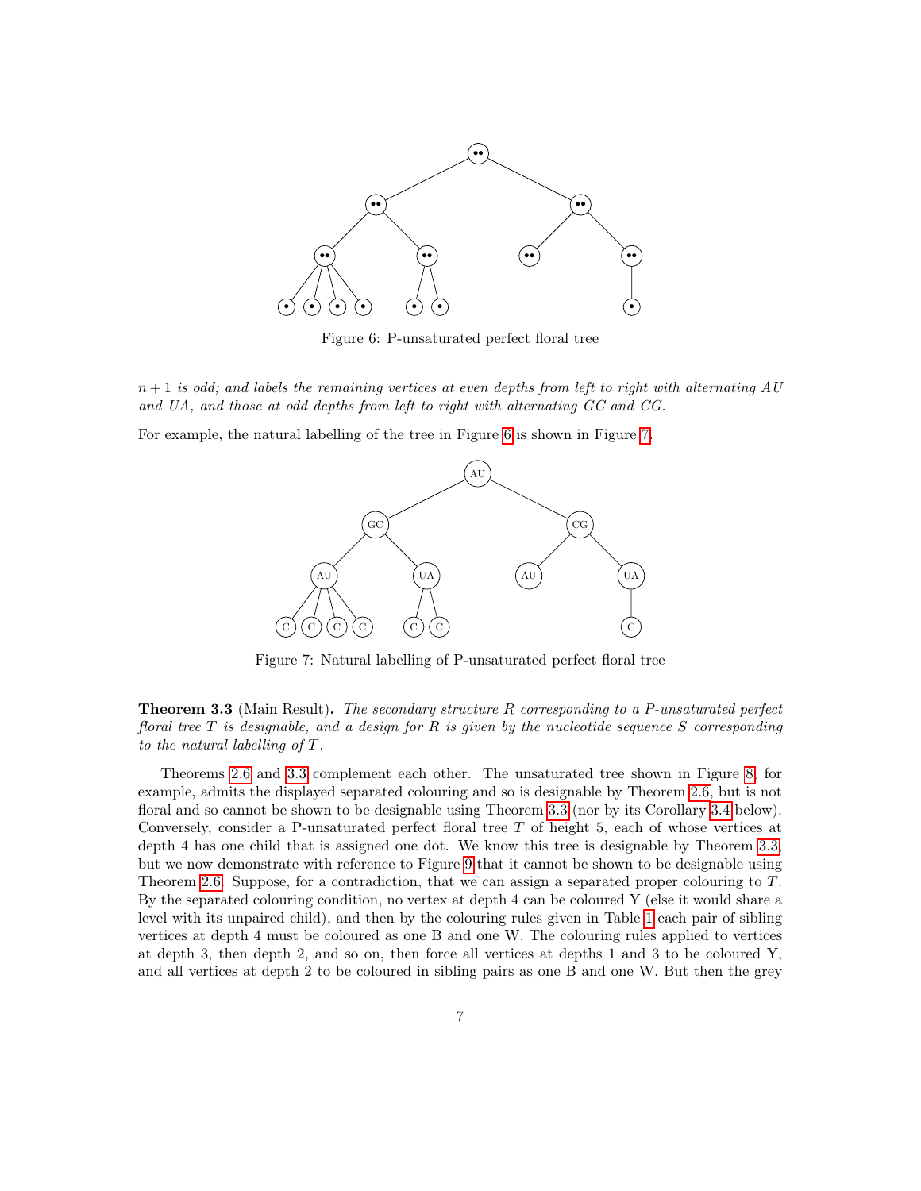Figure 6: P-unsaturated perfect floral tree

*$n+1$ is odd; and labels the remaining vertices at even depths from left to right with alternating AU and UA, and those at odd depths from left to right with alternating GC and CG.*

For example, the natural labelling of the tree in Figure 6 is shown in Figure 7.

Figure 7: Natural labelling of P-unsaturated perfect floral tree

**Theorem 3.3** (Main Result)**.** *The secondary structure $R$ corresponding to a P-unsaturated perfect floral tree $T$ is designable, and a design for $R$ is given by the nucleotide sequence $S$ corresponding to the natural labelling of $T$.*

Theorems 2.6 and 3.3 complement each other. The unsaturated tree shown in Figure 8, for example, admits the displayed separated colouring and so is designable by Theorem 2.6, but is not floral and so cannot be shown to be designable using Theorem 3.3 (nor by its Corollary 3.4 below). Conversely, consider a P-unsaturated perfect floral tree $T$ of height 5, each of whose vertices at depth 4 has one child that is assigned one dot. We know this tree is designable by Theorem 3.3, but we now demonstrate with reference to Figure 9 that it cannot be shown to be designable using Theorem 2.6. Suppose, for a contradiction, that we can assign a separated proper colouring to $T$. By the separated colouring condition, no vertex at depth 4 can be coloured Y (else it would share a level with its unpaired child), and then by the colouring rules given in Table 1 each pair of sibling vertices at depth 4 must be coloured as one B and one W. The colouring rules applied to vertices at depth 3, then depth 2, and so on, then force all vertices at depths 1 and 3 to be coloured Y, and all vertices at depth 2 to be coloured in sibling pairs as one B and one W. But then the grey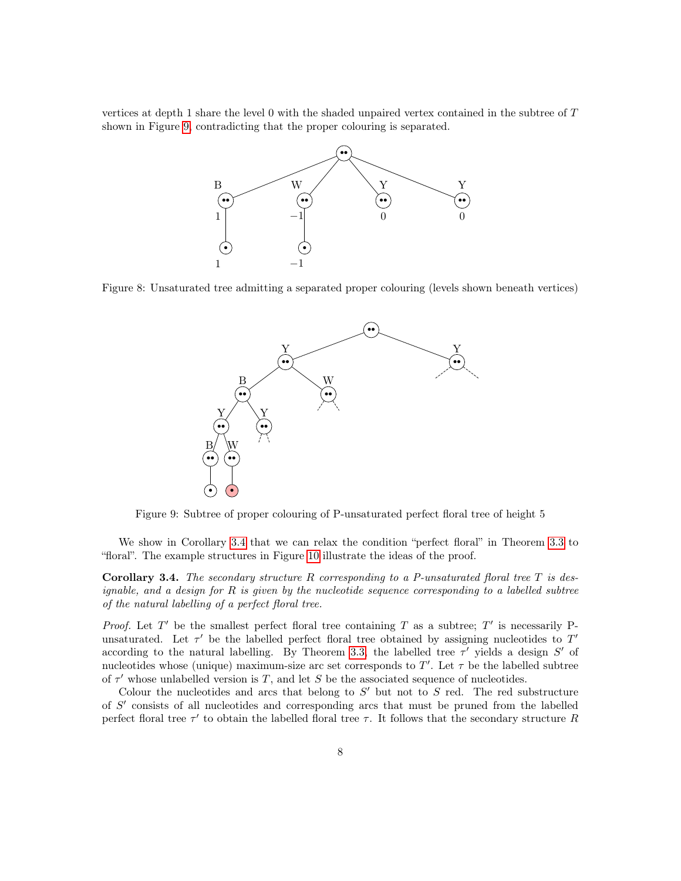vertices at depth 1 share the level 0 with the shaded unpaired vertex contained in the subtree of $T$ shown in Figure 9, contradicting that the proper colouring is separated.

Figure 8: Unsaturated tree admitting a separated proper colouring (levels shown beneath vertices)

Figure 9: Subtree of proper colouring of P-unsaturated perfect floral tree of height 5

We show in Corollary 3.4 that we can relax the condition "perfect floral" in Theorem 3.3 to "floral". The example structures in Figure 10 illustrate the ideas of the proof.

**Corollary 3.4.** *The secondary structure $R$ corresponding to a P-unsaturated floral tree $T$ is designable, and a design for $R$ is given by the nucleotide sequence corresponding to a labelled subtree of the natural labelling of a perfect floral tree.*

*Proof.* Let $T'$ be the smallest perfect floral tree containing $T$ as a subtree; $T'$ is necessarily P-unsaturated. Let $\tau'$ be the labelled perfect floral tree obtained by assigning nucleotides to $T'$ according to the natural labelling. By Theorem 3.3, the labelled tree $\tau'$ yields a design $S'$ of nucleotides whose (unique) maximum-size arc set corresponds to $T'$. Let $\tau$ be the labelled subtree of $\tau'$ whose unlabelled version is $T$, and let $S$ be the associated sequence of nucleotides.

Colour the nucleotides and arcs that belong to $S'$ but not to $S$ red. The red substructure of $S'$ consists of all nucleotides and corresponding arcs that must be pruned from the labelled perfect floral tree $\tau'$ to obtain the labelled floral tree $\tau$. It follows that the secondary structure $R$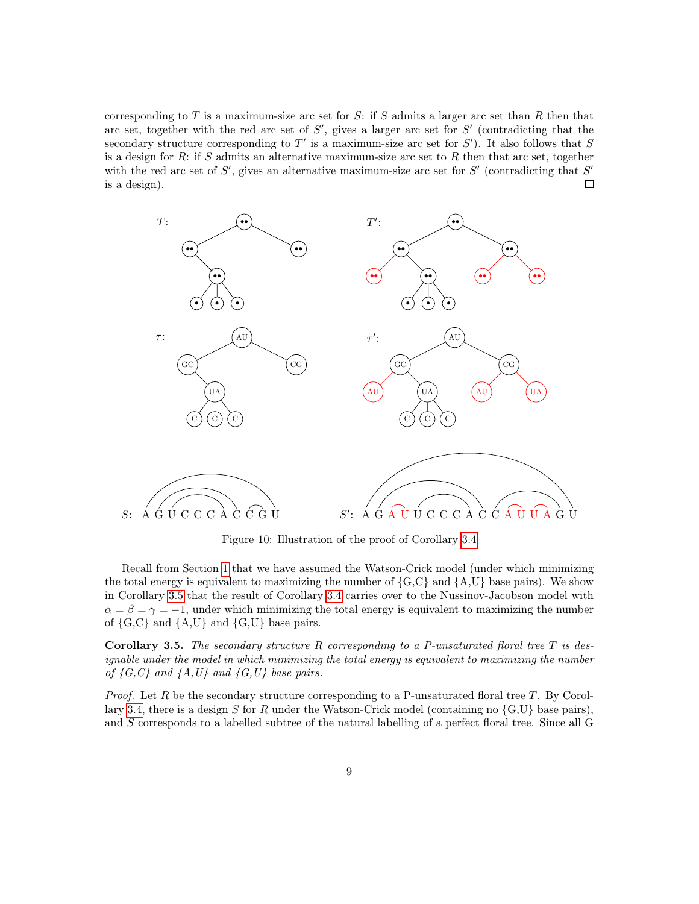corresponding to $T$ is a maximum-size arc set for $S$: if $S$ admits a larger arc set than $R$ then that arc set, together with the red arc set of $S'$, gives a larger arc set for $S'$ (contradicting that the secondary structure corresponding to $T'$ is a maximum-size arc set for $S'$). It also follows that $S$ is a design for $R$: if $S$ admits an alternative maximum-size arc set to $R$ then that arc set, together with the red arc set of $S'$, gives an alternative maximum-size arc set for $S'$ (contradicting that $S'$ is a design). □

Figure 10: Illustration of the proof of Corollary 3.4

Recall from Section 1 that we have assumed the Watson-Crick model (under which minimizing the total energy is equivalent to maximizing the number of {G,C} and {A,U} base pairs). We show in Corollary 3.5 that the result of Corollary 3.4 carries over to the Nussinov-Jacobson model with $\alpha = \beta = \gamma = -1$, under which minimizing the total energy is equivalent to maximizing the number of {G,C} and {A,U} and {G,U} base pairs.

**Corollary 3.5.** *The secondary structure $R$ corresponding to a P-unsaturated floral tree $T$ is designable under the model in which minimizing the total energy is equivalent to maximizing the number of {G,C} and {A,U} and {G,U} base pairs.*

*Proof.* Let $R$ be the secondary structure corresponding to a P-unsaturated floral tree $T$. By Corollary 3.4, there is a design $S$ for $R$ under the Watson-Crick model (containing no {G,U} base pairs), and $S$ corresponds to a labelled subtree of the natural labelling of a perfect floral tree. Since all G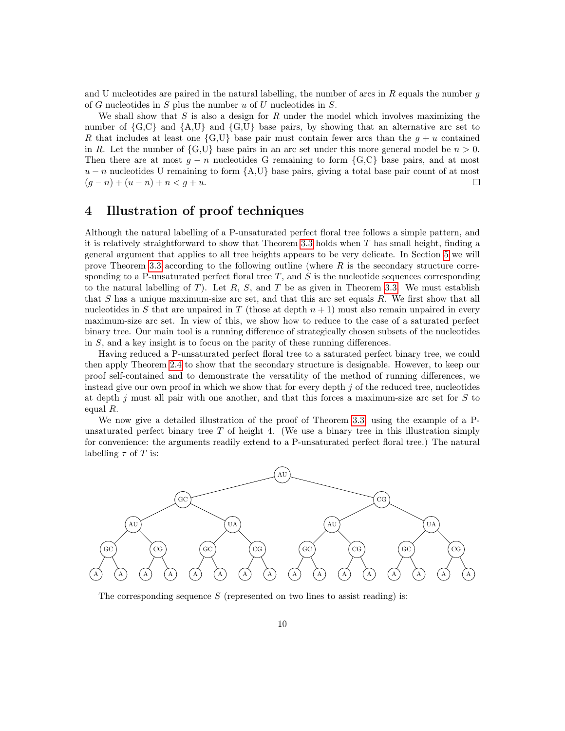and U nucleotides are paired in the natural labelling, the number of arcs in $R$ equals the number $g$ of $G$ nucleotides in $S$ plus the number $u$ of $U$ nucleotides in $S$.

We shall show that $S$ is also a design for $R$ under the model which involves maximizing the number of {G,C} and {A,U} and {G,U} base pairs, by showing that an alternative arc set to $R$ that includes at least one {G,U} base pair must contain fewer arcs than the $g + u$ contained in $R$. Let the number of {G,U} base pairs in an arc set under this more general model be $n > 0$. Then there are at most $g - n$ nucleotides G remaining to form {G,C} base pairs, and at most $u - n$ nucleotides U remaining to form {A,U} base pairs, giving a total base pair count of at most $(g - n) + (u - n) + n < g + u$. □

## 4 Illustration of proof techniques

Although the natural labelling of a P-unsaturated perfect floral tree follows a simple pattern, and it is relatively straightforward to show that Theorem 3.3 holds when $T$ has small height, finding a general argument that applies to all tree heights appears to be very delicate. In Section 5 we will prove Theorem 3.3 according to the following outline (where $R$ is the secondary structure corresponding to a P-unsaturated perfect floral tree $T$, and $S$ is the nucleotide sequences corresponding to the natural labelling of $T$). Let $R$, $S$, and $T$ be as given in Theorem 3.3. We must establish that $S$ has a unique maximum-size arc set, and that this arc set equals $R$. We first show that all nucleotides in $S$ that are unpaired in $T$ (those at depth $n + 1$) must also remain unpaired in every maximum-size arc set. In view of this, we show how to reduce to the case of a saturated perfect binary tree. Our main tool is a running difference of strategically chosen subsets of the nucleotides in $S$, and a key insight is to focus on the parity of these running differences.

Having reduced a P-unsaturated perfect floral tree to a saturated perfect binary tree, we could then apply Theorem 2.4 to show that the secondary structure is designable. However, to keep our proof self-contained and to demonstrate the versatility of the method of running differences, we instead give our own proof in which we show that for every depth $j$ of the reduced tree, nucleotides at depth $j$ must all pair with one another, and that this forces a maximum-size arc set for $S$ to equal $R$.

We now give a detailed illustration of the proof of Theorem 3.3, using the example of a P-unsaturated perfect binary tree $T$ of height 4. (We use a binary tree in this illustration simply for convenience: the arguments readily extend to a P-unsaturated perfect floral tree.) The natural labelling $\tau$ of $T$ is:

```
                                   AU
                 GC                                  CG
        AU                UA                AU                UA
    GC      CG        GC      CG        GC      CG        GC      CG
   A  A    A  A      A  A    A  A      A  A    A  A      A  A    A  A
```

The corresponding sequence $S$ (represented on two lines to assist reading) is: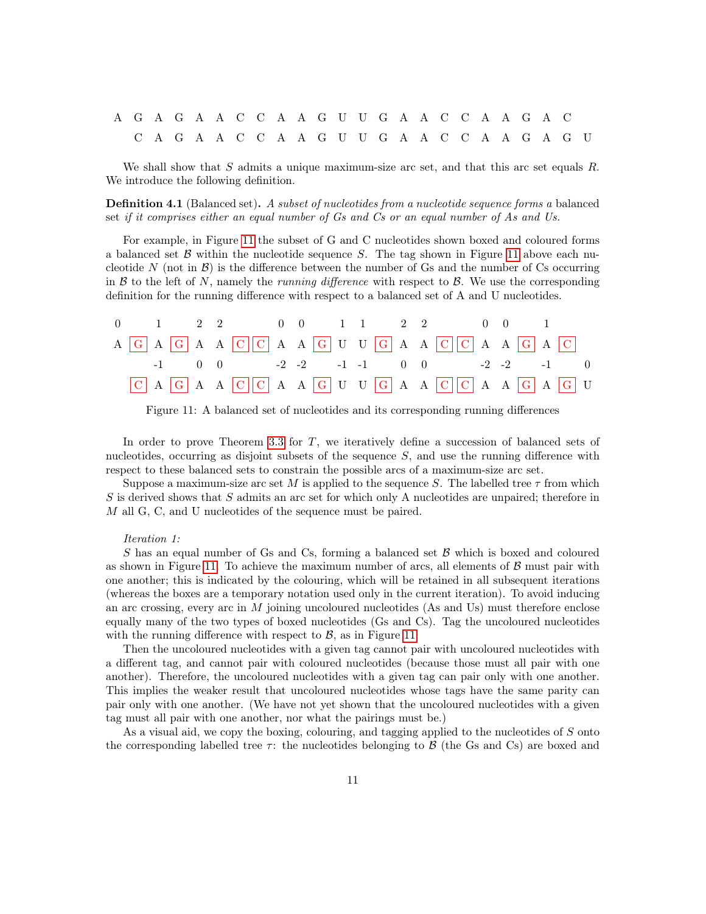```
A G A G A A C C A A G U U G A A C C A A G A C
  C A G A A C C A A G U U G A A C C A A G A G U
```

We shall show that $S$ admits a unique maximum-size arc set, and that this arc set equals $R$. We introduce the following definition.

**Definition 4.1** (Balanced set)**.** *A subset of nucleotides from a nucleotide sequence forms a* balanced set *if it comprises either an equal number of Gs and Cs or an equal number of As and Us.*

For example, in Figure 11 the subset of G and C nucleotides shown boxed and coloured forms a balanced set $\mathcal{B}$ within the nucleotide sequence $S$. The tag shown in Figure 11 above each nucleotide $N$ (not in $\mathcal{B}$) is the difference between the number of Gs and the number of Cs occurring in $\mathcal{B}$ to the left of $N$, namely the *running difference* with respect to $\mathcal{B}$. We use the corresponding definition for the running difference with respect to a balanced set of A and U nucleotides.

```
0     1     2  2        0  0     1  1     2  2        0  0     1
A [G] A [G] A  A [C][C] A  A [G] U  U [G] A  A [C][C] A  A [G] A [C]
     -1     0  0       -2 -2    -1 -1     0  0       -2 -2    -1     0
  [C] A [G] A  A [C][C] A  A [G] U  U [G] A  A [C][C] A  A [G] A [G] U
```

Figure 11: A balanced set of nucleotides and its corresponding running differences

In order to prove Theorem 3.3 for $T$, we iteratively define a succession of balanced sets of nucleotides, occurring as disjoint subsets of the sequence $S$, and use the running difference with respect to these balanced sets to constrain the possible arcs of a maximum-size arc set.

Suppose a maximum-size arc set $M$ is applied to the sequence $S$. The labelled tree $\tau$ from which $S$ is derived shows that $S$ admits an arc set for which only A nucleotides are unpaired; therefore in $M$ all G, C, and U nucleotides of the sequence must be paired.

*Iteration 1:*

$S$ has an equal number of Gs and Cs, forming a balanced set $\mathcal{B}$ which is boxed and coloured as shown in Figure 11. To achieve the maximum number of arcs, all elements of $\mathcal{B}$ must pair with one another; this is indicated by the colouring, which will be retained in all subsequent iterations (whereas the boxes are a temporary notation used only in the current iteration). To avoid inducing an arc crossing, every arc in $M$ joining uncoloured nucleotides (As and Us) must therefore enclose equally many of the two types of boxed nucleotides (Gs and Cs). Tag the uncoloured nucleotides with the running difference with respect to $\mathcal{B}$, as in Figure 11.

Then the uncoloured nucleotides with a given tag cannot pair with uncoloured nucleotides with a different tag, and cannot pair with coloured nucleotides (because those must all pair with one another). Therefore, the uncoloured nucleotides with a given tag can pair only with one another. This implies the weaker result that uncoloured nucleotides whose tags have the same parity can pair only with one another. (We have not yet shown that the uncoloured nucleotides with a given tag must all pair with one another, nor what the pairings must be.)

As a visual aid, we copy the boxing, colouring, and tagging applied to the nucleotides of $S$ onto the corresponding labelled tree $\tau$: the nucleotides belonging to $\mathcal{B}$ (the Gs and Cs) are boxed and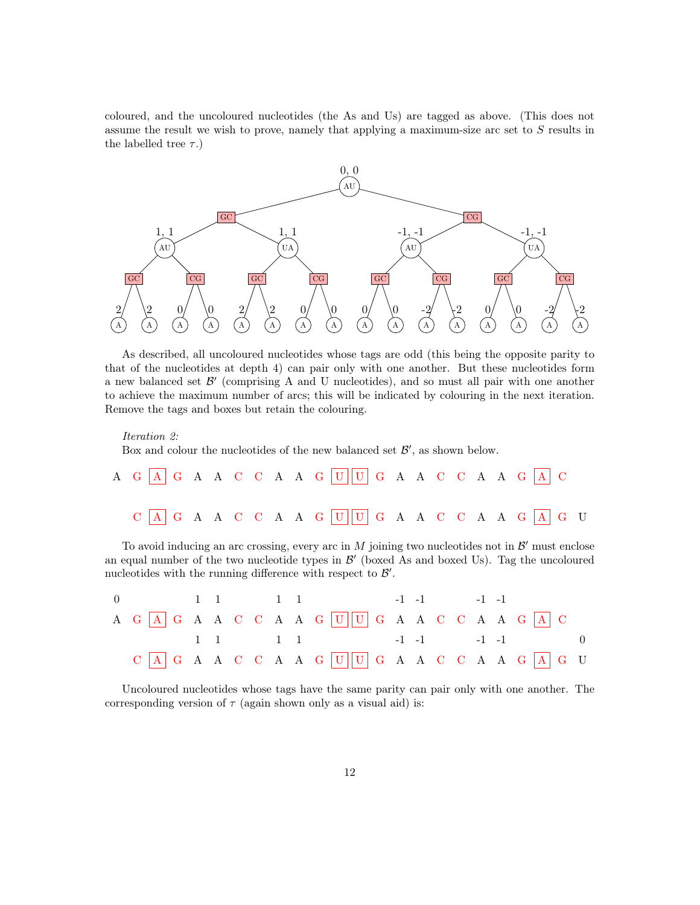coloured, and the uncoloured nucleotides (the As and Us) are tagged as above. (This does not assume the result we wish to prove, namely that applying a maximum-size arc set to $S$ results in the labelled tree $\tau$.)

```
                                   0, 0
                                   (AU)
                 [GC]                                    [CG]
        1, 1              1, 1                 -1, -1             -1, -1
        (AU)              (UA)                  (AU)               (UA)
    [GC]    [CG]      [GC]    [CG]          [GC]    [CG]       [GC]    [CG]
   2   2   0   0     2   2   0   0         0   0  -2  -2      0   0  -2  -2
  (A) (A) (A) (A)   (A) (A) (A) (A)       (A) (A) (A) (A)    (A) (A) (A) (A)
```

As described, all uncoloured nucleotides whose tags are odd (this being the opposite parity to that of the nucleotides at depth 4) can pair only with one another. But these nucleotides form a new balanced set $\mathcal{B}'$ (comprising A and U nucleotides), and so must all pair with one another to achieve the maximum number of arcs; this will be indicated by colouring in the next iteration. Remove the tags and boxes but retain the colouring.

*Iteration 2:*
Box and colour the nucleotides of the new balanced set $\mathcal{B}'$, as shown below.

```
A G [A] G A A C C A A G [U] [U] G A A C C A A G [A] C

  C [A] G A A C C A A G [U] [U] G A A C C A A G [A] G U
```

To avoid inducing an arc crossing, every arc in $M$ joining two nucleotides not in $\mathcal{B}'$ must enclose an equal number of the two nucleotide types in $\mathcal{B}'$ (boxed As and boxed Us). Tag the uncoloured nucleotides with the running difference with respect to $\mathcal{B}'$.

```
0         1 1     1 1             -1 -1     -1 -1
A G [A] G A A C C A A G [U] [U] G A  A  C C A  A  G [A] C
          1 1     1 1             -1 -1     -1 -1          0
  C [A] G A A C C A A G [U] [U] G A  A  C C A  A  G [A] G U
```

Uncoloured nucleotides whose tags have the same parity can pair only with one another. The corresponding version of $\tau$ (again shown only as a visual aid) is: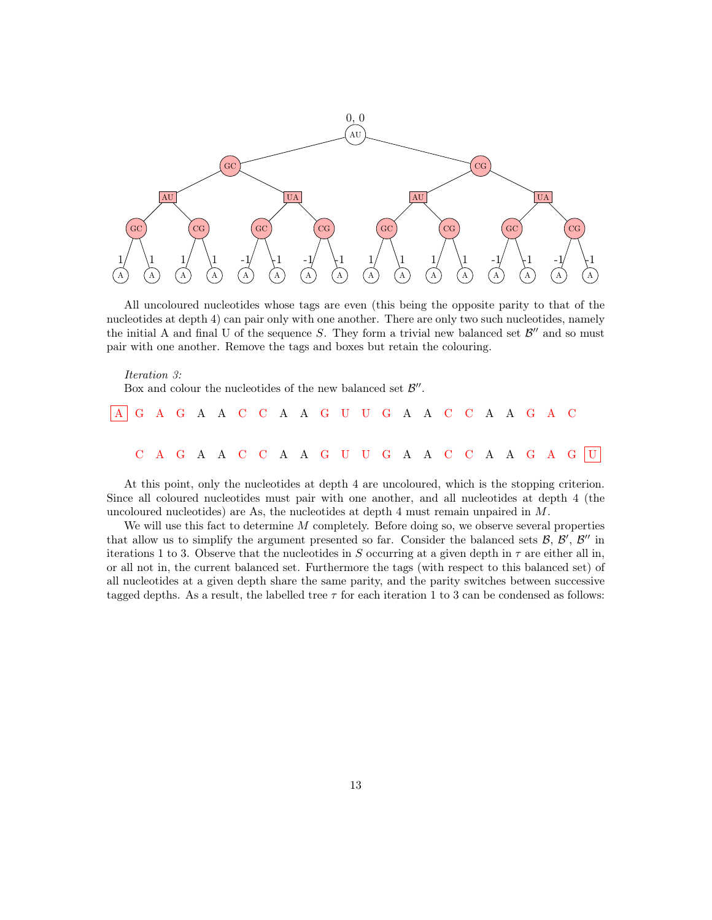All uncoloured nucleotides whose tags are even (this being the opposite parity to that of the nucleotides at depth 4) can pair only with one another. There are only two such nucleotides, namely the initial A and final U of the sequence $S$. They form a trivial new balanced set $\mathcal{B}''$ and so must pair with one another. Remove the tags and boxes but retain the colouring.

*Iteration 3:*

Box and colour the nucleotides of the new balanced set $\mathcal{B}''$.

```
[A] G A G A A C C A A G U U G A A C C A A G A C

C A G A A C C A A G U U G A A C C A A G A G [U]
```

At this point, only the nucleotides at depth 4 are uncoloured, which is the stopping criterion. Since all coloured nucleotides must pair with one another, and all nucleotides at depth 4 (the uncoloured nucleotides) are As, the nucleotides at depth 4 must remain unpaired in $M$.

We will use this fact to determine $M$ completely. Before doing so, we observe several properties that allow us to simplify the argument presented so far. Consider the balanced sets $\mathcal{B}$, $\mathcal{B}'$, $\mathcal{B}''$ in iterations 1 to 3. Observe that the nucleotides in $S$ occurring at a given depth in $\tau$ are either all in, or all not in, the current balanced set. Furthermore the tags (with respect to this balanced set) of all nucleotides at a given depth share the same parity, and the parity switches between successive tagged depths. As a result, the labelled tree $\tau$ for each iteration 1 to 3 can be condensed as follows: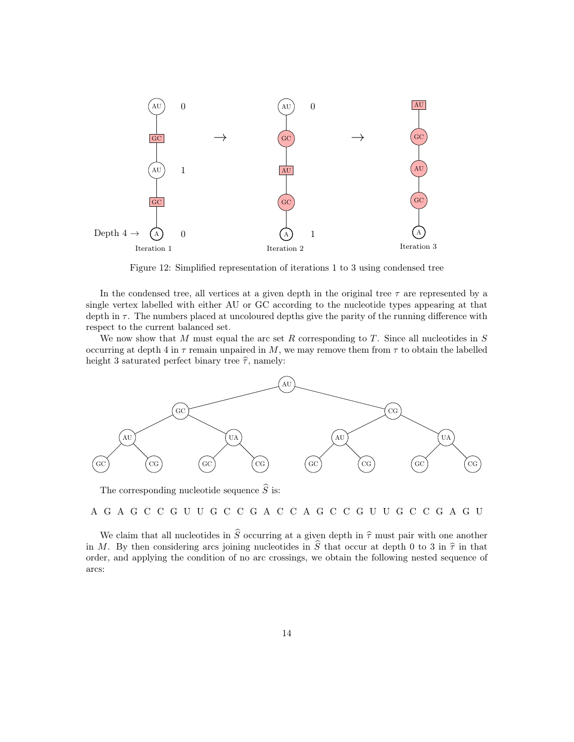Figure 12: Simplified representation of iterations 1 to 3 using condensed tree

In the condensed tree, all vertices at a given depth in the original tree $\tau$ are represented by a single vertex labelled with either AU or GC according to the nucleotide types appearing at that depth in $\tau$. The numbers placed at uncoloured depths give the parity of the running difference with respect to the current balanced set.

We now show that $M$ must equal the arc set $R$ corresponding to $T$. Since all nucleotides in $S$ occurring at depth 4 in $\tau$ remain unpaired in $M$, we may remove them from $\tau$ to obtain the labelled height 3 saturated perfect binary tree $\widehat{\tau}$, namely:

The corresponding nucleotide sequence $\widehat{S}$ is:

A G A G C C G U U G C C G A C C A G C C G U U G C C G A G U

We claim that all nucleotides in $\widehat{S}$ occurring at a given depth in $\widehat{\tau}$ must pair with one another in $M$. By then considering arcs joining nucleotides in $\widehat{S}$ that occur at depth 0 to 3 in $\widehat{\tau}$ in that order, and applying the condition of no arc crossings, we obtain the following nested sequence of arcs: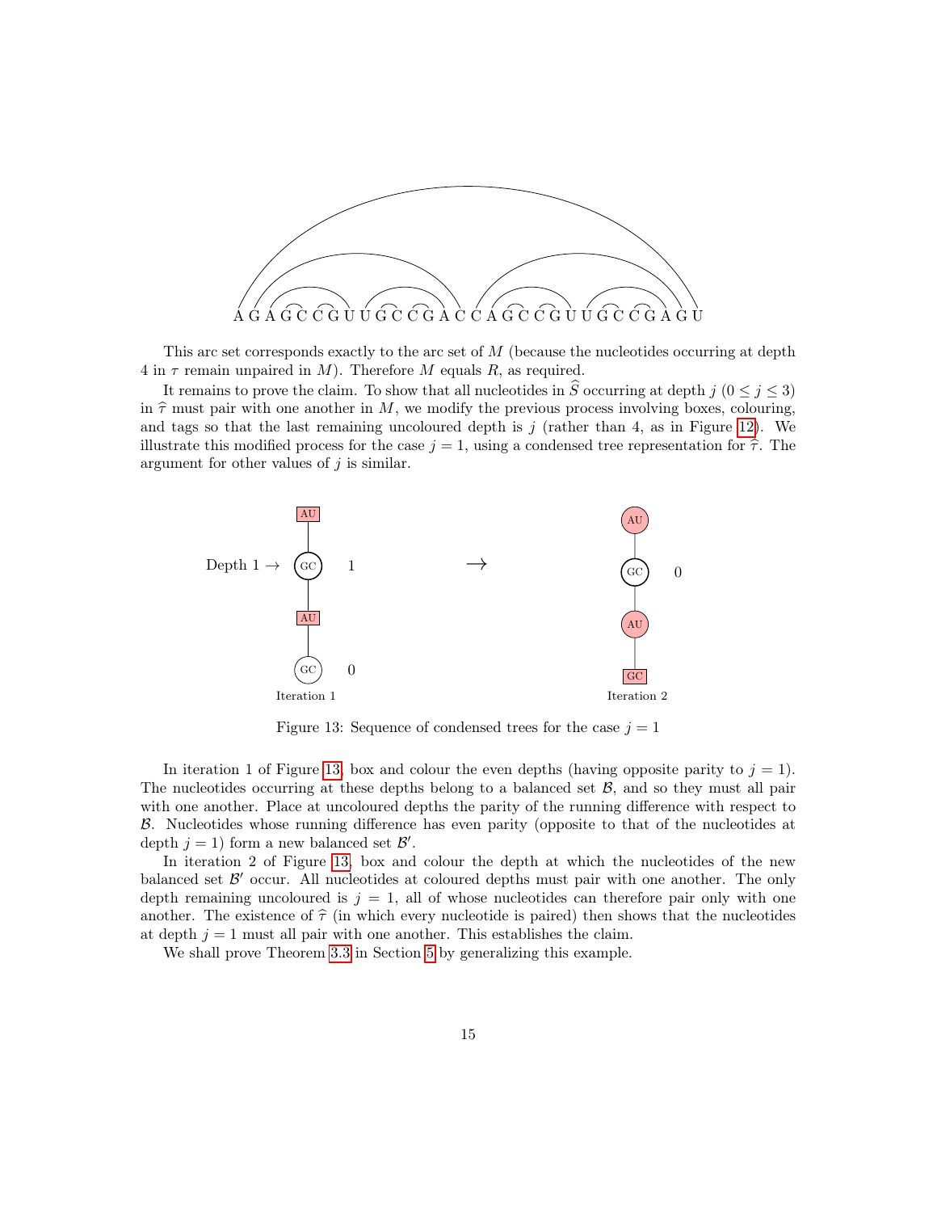A G A G C C G U U G C C G A C C A G C C G U U G C C G A G U

This arc set corresponds exactly to the arc set of $M$ (because the nucleotides occurring at depth 4 in $\tau$ remain unpaired in $M$). Therefore $M$ equals $R$, as required.

It remains to prove the claim. To show that all nucleotides in $\widehat{S}$ occurring at depth $j$ ($0 \leq j \leq 3$) in $\widehat{\tau}$ must pair with one another in $M$, we modify the previous process involving boxes, colouring, and tags so that the last remaining uncoloured depth is $j$ (rather than 4, as in Figure 12). We illustrate this modified process for the case $j = 1$, using a condensed tree representation for $\widehat{\tau}$. The argument for other values of $j$ is similar.

Figure 13: Sequence of condensed trees for the case $j = 1$

In iteration 1 of Figure 13, box and colour the even depths (having opposite parity to $j = 1$). The nucleotides occurring at these depths belong to a balanced set $\mathcal{B}$, and so they must all pair with one another. Place at uncoloured depths the parity of the running difference with respect to $\mathcal{B}$. Nucleotides whose running difference has even parity (opposite to that of the nucleotides at depth $j = 1$) form a new balanced set $\mathcal{B}'$.

In iteration 2 of Figure 13, box and colour the depth at which the nucleotides of the new balanced set $\mathcal{B}'$ occur. All nucleotides at coloured depths must pair with one another. The only depth remaining uncoloured is $j = 1$, all of whose nucleotides can therefore pair only with one another. The existence of $\widehat{\tau}$ (in which every nucleotide is paired) then shows that the nucleotides at depth $j = 1$ must all pair with one another. This establishes the claim.

We shall prove Theorem 3.3 in Section 5 by generalizing this example.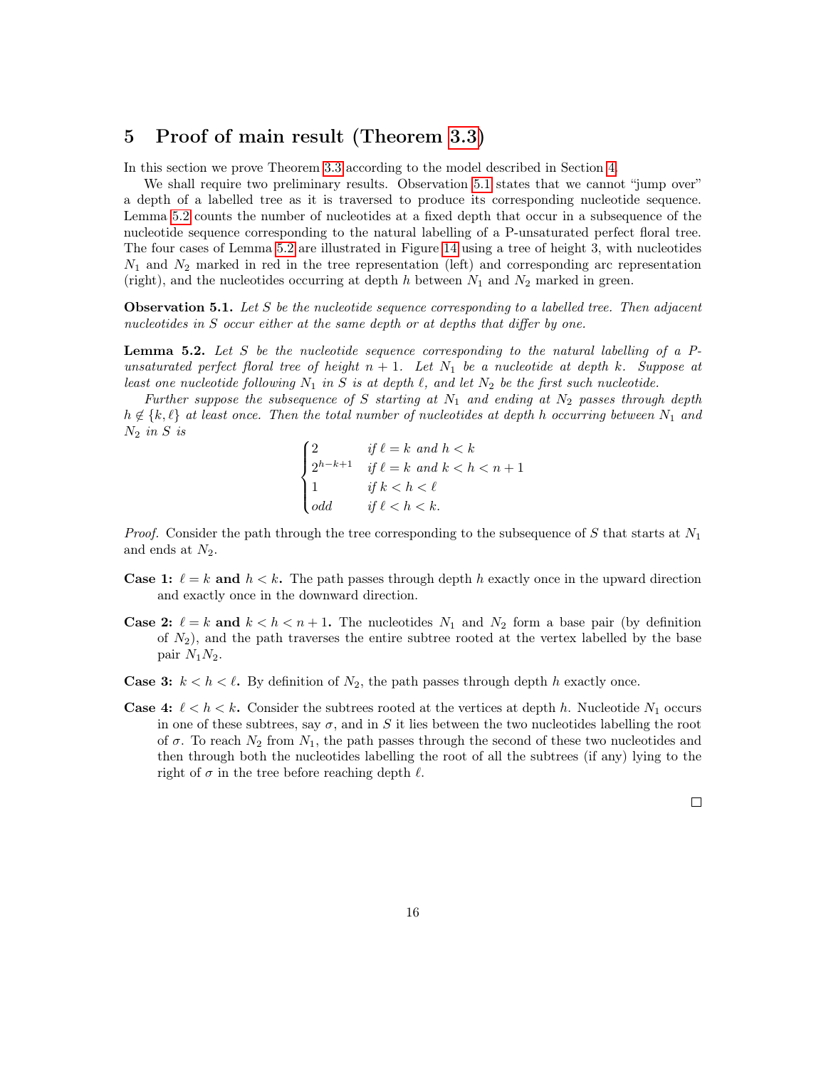## 5 Proof of main result (Theorem 3.3)

In this section we prove Theorem 3.3 according to the model described in Section 4.

We shall require two preliminary results. Observation 5.1 states that we cannot "jump over" a depth of a labelled tree as it is traversed to produce its corresponding nucleotide sequence. Lemma 5.2 counts the number of nucleotides at a fixed depth that occur in a subsequence of the nucleotide sequence corresponding to the natural labelling of a P-unsaturated perfect floral tree. The four cases of Lemma 5.2 are illustrated in Figure 14 using a tree of height 3, with nucleotides $N_1$ and $N_2$ marked in red in the tree representation (left) and corresponding arc representation (right), and the nucleotides occurring at depth $h$ between $N_1$ and $N_2$ marked in green.

**Observation 5.1.** *Let $S$ be the nucleotide sequence corresponding to a labelled tree. Then adjacent nucleotides in $S$ occur either at the same depth or at depths that differ by one.*

**Lemma 5.2.** *Let $S$ be the nucleotide sequence corresponding to the natural labelling of a P-unsaturated perfect floral tree of height $n+1$. Let $N_1$ be a nucleotide at depth $k$. Suppose at least one nucleotide following $N_1$ in $S$ is at depth $\ell$, and let $N_2$ be the first such nucleotide.*

*Further suppose the subsequence of $S$ starting at $N_1$ and ending at $N_2$ passes through depth $h \notin \{k, \ell\}$ at least once. Then the total number of nucleotides at depth $h$ occurring between $N_1$ and $N_2$ in $S$ is*

$$\begin{cases} 2 & \text{if } \ell = k \text{ and } h < k \\ 2^{h-k+1} & \text{if } \ell = k \text{ and } k < h < n+1 \\ 1 & \text{if } k < h < \ell \\ odd & \text{if } \ell < h < k. \end{cases}$$

*Proof.* Consider the path through the tree corresponding to the subsequence of $S$ that starts at $N_1$ and ends at $N_2$.

**Case 1: $\ell = k$ and $h < k$.** The path passes through depth $h$ exactly once in the upward direction and exactly once in the downward direction.

**Case 2: $\ell = k$ and $k < h < n+1$.** The nucleotides $N_1$ and $N_2$ form a base pair (by definition of $N_2$), and the path traverses the entire subtree rooted at the vertex labelled by the base pair $N_1N_2$.

**Case 3: $k < h < \ell$.** By definition of $N_2$, the path passes through depth $h$ exactly once.

**Case 4: $\ell < h < k$.** Consider the subtrees rooted at the vertices at depth $h$. Nucleotide $N_1$ occurs in one of these subtrees, say $\sigma$, and in $S$ it lies between the two nucleotides labelling the root of $\sigma$. To reach $N_2$ from $N_1$, the path passes through the second of these two nucleotides and then through both the nucleotides labelling the root of all the subtrees (if any) lying to the right of $\sigma$ in the tree before reaching depth $\ell$.

□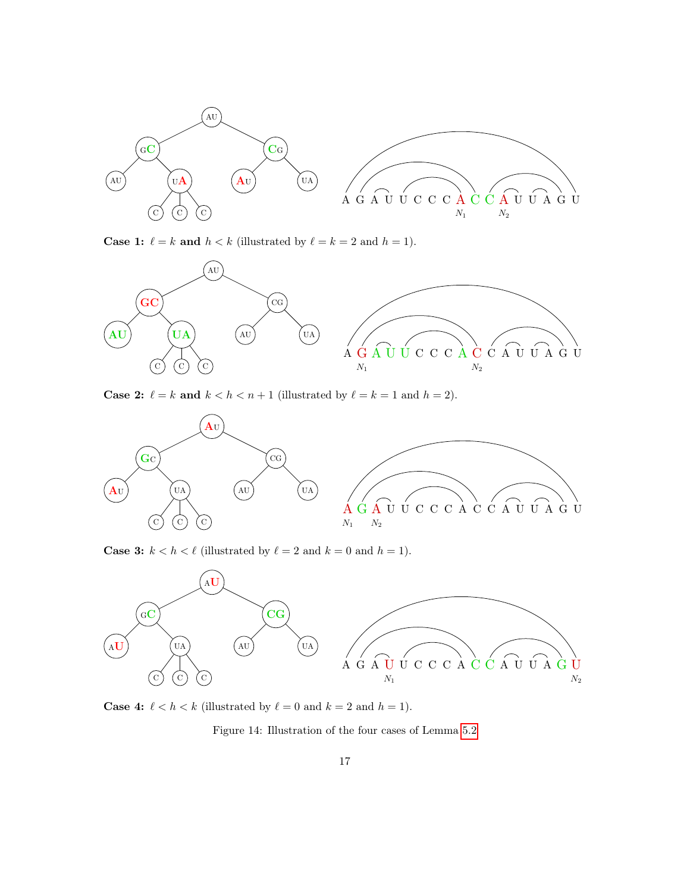**Case 1:** $\ell = k$ **and** $h < k$ (illustrated by $\ell = k = 2$ and $h = 1$).

**Case 2:** $\ell = k$ **and** $k < h < n + 1$ (illustrated by $\ell = k = 1$ and $h = 2$).

**Case 3:** $k < h < \ell$ (illustrated by $\ell = 2$ and $k = 0$ and $h = 1$).

**Case 4:** $\ell < h < k$ (illustrated by $\ell = 0$ and $k = 2$ and $h = 1$).

Figure 14: Illustration of the four cases of Lemma 5.2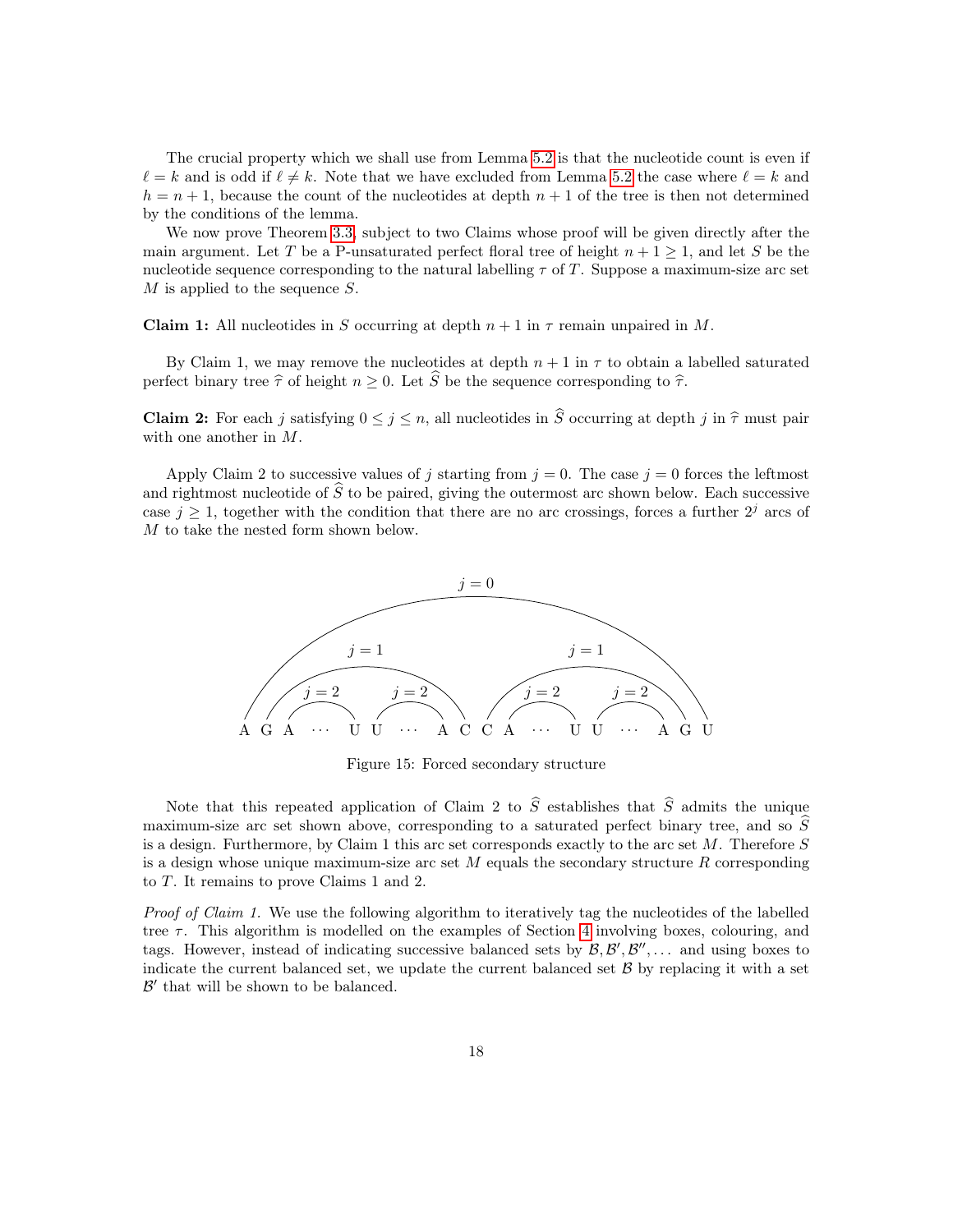The crucial property which we shall use from Lemma 5.2 is that the nucleotide count is even if $\ell = k$ and is odd if $\ell \neq k$. Note that we have excluded from Lemma 5.2 the case where $\ell = k$ and $h = n+1$, because the count of the nucleotides at depth $n+1$ of the tree is then not determined by the conditions of the lemma.

We now prove Theorem 3.3, subject to two Claims whose proof will be given directly after the main argument. Let $T$ be a P-unsaturated perfect floral tree of height $n+1 \geq 1$, and let $S$ be the nucleotide sequence corresponding to the natural labelling $\tau$ of $T$. Suppose a maximum-size arc set $M$ is applied to the sequence $S$.

**Claim 1:** All nucleotides in $S$ occurring at depth $n+1$ in $\tau$ remain unpaired in $M$.

By Claim 1, we may remove the nucleotides at depth $n+1$ in $\tau$ to obtain a labelled saturated perfect binary tree $\widehat{\tau}$ of height $n \geq 0$. Let $\widehat{S}$ be the sequence corresponding to $\widehat{\tau}$.

**Claim 2:** For each $j$ satisfying $0 \leq j \leq n$, all nucleotides in $\widehat{S}$ occurring at depth $j$ in $\widehat{\tau}$ must pair with one another in $M$.

Apply Claim 2 to successive values of $j$ starting from $j = 0$. The case $j = 0$ forces the leftmost and rightmost nucleotide of $\widehat{S}$ to be paired, giving the outermost arc shown below. Each successive case $j \geq 1$, together with the condition that there are no arc crossings, forces a further $2^j$ arcs of $M$ to take the nested form shown below.

A G A ⋯ U U ⋯ A C C A ⋯ U U ⋯ A G U

Figure 15: Forced secondary structure

Note that this repeated application of Claim 2 to $\widehat{S}$ establishes that $\widehat{S}$ admits the unique maximum-size arc set shown above, corresponding to a saturated perfect binary tree, and so $\widehat{S}$ is a design. Furthermore, by Claim 1 this arc set corresponds exactly to the arc set $M$. Therefore $S$ is a design whose unique maximum-size arc set $M$ equals the secondary structure $R$ corresponding to $T$. It remains to prove Claims 1 and 2.

*Proof of Claim 1.* We use the following algorithm to iteratively tag the nucleotides of the labelled tree $\tau$. This algorithm is modelled on the examples of Section 4 involving boxes, colouring, and tags. However, instead of indicating successive balanced sets by $\mathcal{B}, \mathcal{B}', \mathcal{B}'', \ldots$ and using boxes to indicate the current balanced set, we update the current balanced set $\mathcal{B}$ by replacing it with a set $\mathcal{B}'$ that will be shown to be balanced.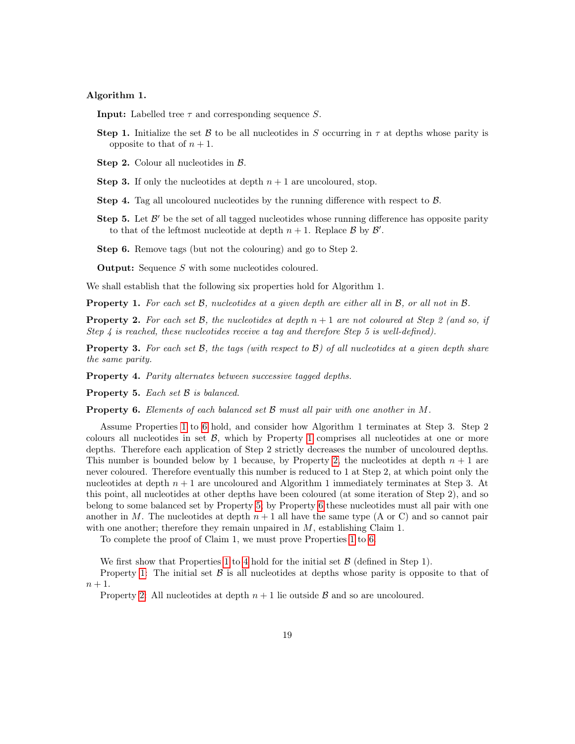**Algorithm 1.**

**Input:** Labelled tree $\tau$ and corresponding sequence $S$.

**Step 1.** Initialize the set $\mathcal{B}$ to be all nucleotides in $S$ occurring in $\tau$ at depths whose parity is opposite to that of $n+1$.

**Step 2.** Colour all nucleotides in $\mathcal{B}$.

**Step 3.** If only the nucleotides at depth $n+1$ are uncoloured, stop.

**Step 4.** Tag all uncoloured nucleotides by the running difference with respect to $\mathcal{B}$.

**Step 5.** Let $\mathcal{B}'$ be the set of all tagged nucleotides whose running difference has opposite parity to that of the leftmost nucleotide at depth $n+1$. Replace $\mathcal{B}$ by $\mathcal{B}'$.

**Step 6.** Remove tags (but not the colouring) and go to Step 2.

**Output:** Sequence $S$ with some nucleotides coloured.

We shall establish that the following six properties hold for Algorithm 1.

**Property 1.** *For each set $\mathcal{B}$, nucleotides at a given depth are either all in $\mathcal{B}$, or all not in $\mathcal{B}$.*

**Property 2.** *For each set $\mathcal{B}$, the nucleotides at depth $n+1$ are not coloured at Step 2 (and so, if Step 4 is reached, these nucleotides receive a tag and therefore Step 5 is well-defined).*

**Property 3.** *For each set $\mathcal{B}$, the tags (with respect to $\mathcal{B}$) of all nucleotides at a given depth share the same parity.*

**Property 4.** *Parity alternates between successive tagged depths.*

**Property 5.** *Each set $\mathcal{B}$ is balanced.*

**Property 6.** *Elements of each balanced set $\mathcal{B}$ must all pair with one another in $M$.*

Assume Properties 1 to 6 hold, and consider how Algorithm 1 terminates at Step 3. Step 2 colours all nucleotides in set $\mathcal{B}$, which by Property 1 comprises all nucleotides at one or more depths. Therefore each application of Step 2 strictly decreases the number of uncoloured depths. This number is bounded below by 1 because, by Property 2, the nucleotides at depth $n+1$ are never coloured. Therefore eventually this number is reduced to 1 at Step 2, at which point only the nucleotides at depth $n+1$ are uncoloured and Algorithm 1 immediately terminates at Step 3. At this point, all nucleotides at other depths have been coloured (at some iteration of Step 2), and so belong to some balanced set by Property 5; by Property 6 these nucleotides must all pair with one another in $M$. The nucleotides at depth $n+1$ all have the same type (A or C) and so cannot pair with one another; therefore they remain unpaired in $M$, establishing Claim 1.

To complete the proof of Claim 1, we must prove Properties 1 to 6.

We first show that Properties 1 to 4 hold for the initial set $\mathcal{B}$ (defined in Step 1).

Property 1: The initial set $\mathcal{B}$ is all nucleotides at depths whose parity is opposite to that of $n+1$.

Property 2: All nucleotides at depth $n+1$ lie outside $\mathcal{B}$ and so are uncoloured.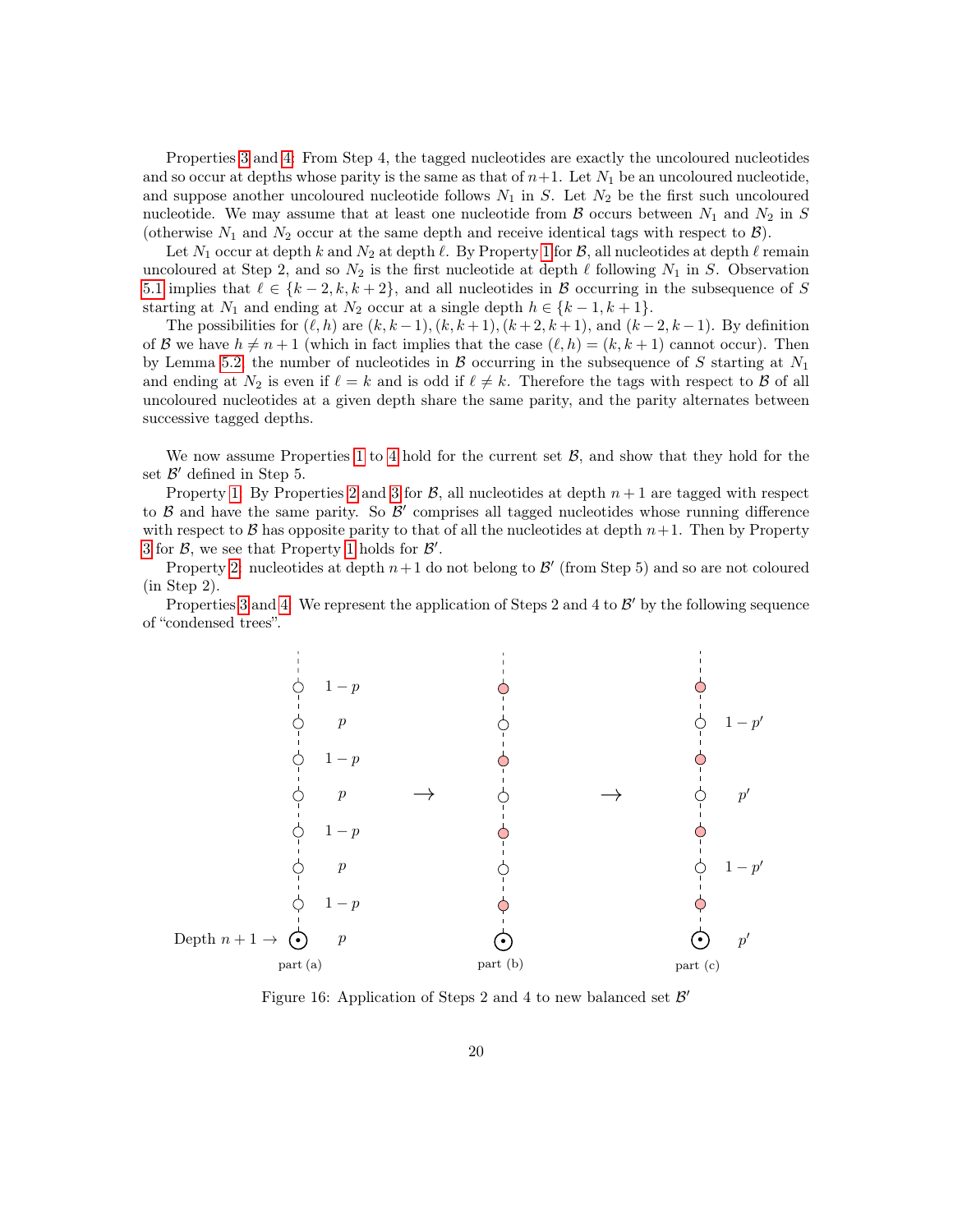Properties 3 and 4: From Step 4, the tagged nucleotides are exactly the uncoloured nucleotides and so occur at depths whose parity is the same as that of $n+1$. Let $N_1$ be an uncoloured nucleotide, and suppose another uncoloured nucleotide follows $N_1$ in $S$. Let $N_2$ be the first such uncoloured nucleotide. We may assume that at least one nucleotide from $\mathcal{B}$ occurs between $N_1$ and $N_2$ in $S$ (otherwise $N_1$ and $N_2$ occur at the same depth and receive identical tags with respect to $\mathcal{B}$).

Let $N_1$ occur at depth $k$ and $N_2$ at depth $\ell$. By Property 1 for $\mathcal{B}$, all nucleotides at depth $\ell$ remain uncoloured at Step 2, and so $N_2$ is the first nucleotide at depth $\ell$ following $N_1$ in $S$. Observation 5.1 implies that $\ell \in \{k-2, k, k+2\}$, and all nucleotides in $\mathcal{B}$ occurring in the subsequence of $S$ starting at $N_1$ and ending at $N_2$ occur at a single depth $h \in \{k-1, k+1\}$.

The possibilities for $(\ell, h)$ are $(k, k-1), (k, k+1), (k+2, k+1)$, and $(k-2, k-1)$. By definition of $\mathcal{B}$ we have $h \neq n+1$ (which in fact implies that the case $(\ell, h) = (k, k+1)$ cannot occur). Then by Lemma 5.2 the number of nucleotides in $\mathcal{B}$ occurring in the subsequence of $S$ starting at $N_1$ and ending at $N_2$ is even if $\ell = k$ and is odd if $\ell \neq k$. Therefore the tags with respect to $\mathcal{B}$ of all uncoloured nucleotides at a given depth share the same parity, and the parity alternates between successive tagged depths.

We now assume Properties 1 to 4 hold for the current set $\mathcal{B}$, and show that they hold for the set $\mathcal{B}'$ defined in Step 5.

Property 1: By Properties 2 and 3 for $\mathcal{B}$, all nucleotides at depth $n+1$ are tagged with respect to $\mathcal{B}$ and have the same parity. So $\mathcal{B}'$ comprises all tagged nucleotides whose running difference with respect to $\mathcal{B}$ has opposite parity to that of all the nucleotides at depth $n+1$. Then by Property 3 for $\mathcal{B}$, we see that Property 1 holds for $\mathcal{B}'$.

Property 2: nucleotides at depth $n+1$ do not belong to $\mathcal{B}'$ (from Step 5) and so are not coloured (in Step 2).

Properties 3 and 4: We represent the application of Steps 2 and 4 to $\mathcal{B}'$ by the following sequence of "condensed trees".

Figure 16: Application of Steps 2 and 4 to new balanced set $\mathcal{B}'$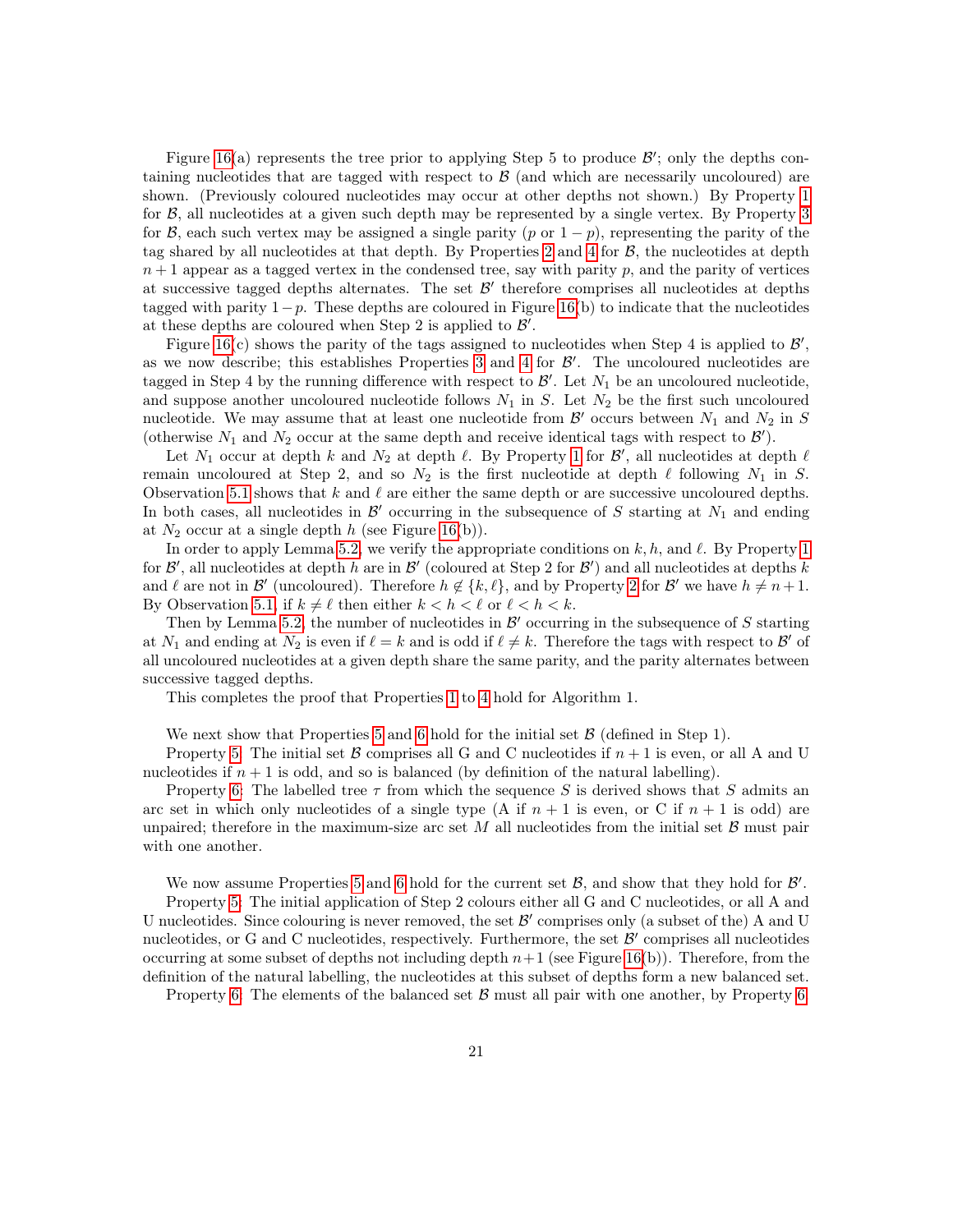Figure 16(a) represents the tree prior to applying Step 5 to produce $\mathcal{B}'$; only the depths containing nucleotides that are tagged with respect to $\mathcal{B}$ (and which are necessarily uncoloured) are shown. (Previously coloured nucleotides may occur at other depths not shown.) By Property 1 for $\mathcal{B}$, all nucleotides at a given such depth may be represented by a single vertex. By Property 3 for $\mathcal{B}$, each such vertex may be assigned a single parity ($p$ or $1-p$), representing the parity of the tag shared by all nucleotides at that depth. By Properties 2 and 4 for $\mathcal{B}$, the nucleotides at depth $n+1$ appear as a tagged vertex in the condensed tree, say with parity $p$, and the parity of vertices at successive tagged depths alternates. The set $\mathcal{B}'$ therefore comprises all nucleotides at depths tagged with parity $1-p$. These depths are coloured in Figure 16(b) to indicate that the nucleotides at these depths are coloured when Step 2 is applied to $\mathcal{B}'$.

Figure 16(c) shows the parity of the tags assigned to nucleotides when Step 4 is applied to $\mathcal{B}'$, as we now describe; this establishes Properties 3 and 4 for $\mathcal{B}'$. The uncoloured nucleotides are tagged in Step 4 by the running difference with respect to $\mathcal{B}'$. Let $N_1$ be an uncoloured nucleotide, and suppose another uncoloured nucleotide follows $N_1$ in $S$. Let $N_2$ be the first such uncoloured nucleotide. We may assume that at least one nucleotide from $\mathcal{B}'$ occurs between $N_1$ and $N_2$ in $S$ (otherwise $N_1$ and $N_2$ occur at the same depth and receive identical tags with respect to $\mathcal{B}'$).

Let $N_1$ occur at depth $k$ and $N_2$ at depth $\ell$. By Property 1 for $\mathcal{B}'$, all nucleotides at depth $\ell$ remain uncoloured at Step 2, and so $N_2$ is the first nucleotide at depth $\ell$ following $N_1$ in $S$. Observation 5.1 shows that $k$ and $\ell$ are either the same depth or are successive uncoloured depths. In both cases, all nucleotides in $\mathcal{B}'$ occurring in the subsequence of $S$ starting at $N_1$ and ending at $N_2$ occur at a single depth $h$ (see Figure 16(b)).

In order to apply Lemma 5.2, we verify the appropriate conditions on $k, h$, and $\ell$. By Property 1 for $\mathcal{B}'$, all nucleotides at depth $h$ are in $\mathcal{B}'$ (coloured at Step 2 for $\mathcal{B}'$) and all nucleotides at depths $k$ and $\ell$ are not in $\mathcal{B}'$ (uncoloured). Therefore $h \notin \{k, \ell\}$, and by Property 2 for $\mathcal{B}'$ we have $h \neq n+1$. By Observation 5.1, if $k \neq \ell$ then either $k < h < \ell$ or $\ell < h < k$.

Then by Lemma 5.2, the number of nucleotides in $\mathcal{B}'$ occurring in the subsequence of $S$ starting at $N_1$ and ending at $N_2$ is even if $\ell = k$ and is odd if $\ell \neq k$. Therefore the tags with respect to $\mathcal{B}'$ of all uncoloured nucleotides at a given depth share the same parity, and the parity alternates between successive tagged depths.

This completes the proof that Properties 1 to 4 hold for Algorithm 1.

We next show that Properties 5 and 6 hold for the initial set $\mathcal{B}$ (defined in Step 1).

Property 5: The initial set $\mathcal{B}$ comprises all G and C nucleotides if $n+1$ is even, or all A and U nucleotides if $n+1$ is odd, and so is balanced (by definition of the natural labelling).

Property 6: The labelled tree $\tau$ from which the sequence $S$ is derived shows that $S$ admits an arc set in which only nucleotides of a single type (A if $n+1$ is even, or C if $n+1$ is odd) are unpaired; therefore in the maximum-size arc set $M$ all nucleotides from the initial set $\mathcal{B}$ must pair with one another.

We now assume Properties 5 and 6 hold for the current set $\mathcal{B}$, and show that they hold for $\mathcal{B}'$.

Property 5: The initial application of Step 2 colours either all G and C nucleotides, or all A and U nucleotides. Since colouring is never removed, the set $\mathcal{B}'$ comprises only (a subset of the) A and U nucleotides, or G and C nucleotides, respectively. Furthermore, the set $\mathcal{B}'$ comprises all nucleotides occurring at some subset of depths not including depth $n+1$ (see Figure 16(b)). Therefore, from the definition of the natural labelling, the nucleotides at this subset of depths form a new balanced set.

Property 6: The elements of the balanced set $\mathcal{B}$ must all pair with one another, by Property 6.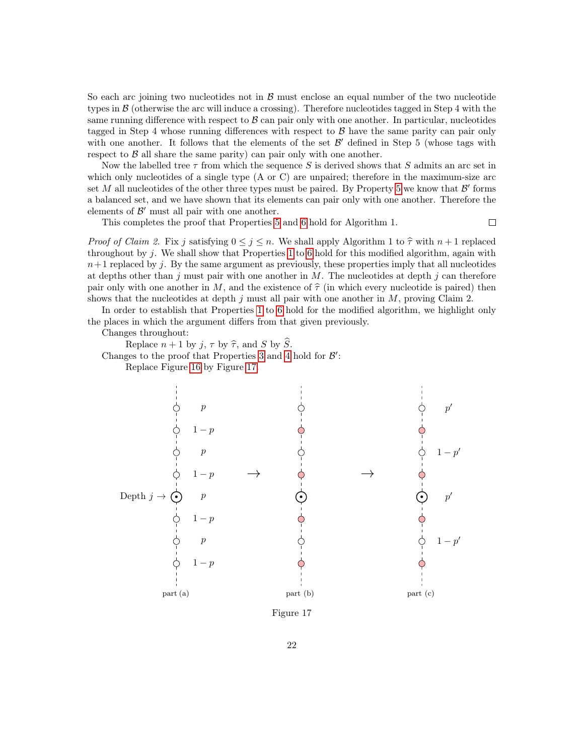So each arc joining two nucleotides not in $\mathcal{B}$ must enclose an equal number of the two nucleotide types in $\mathcal{B}$ (otherwise the arc will induce a crossing). Therefore nucleotides tagged in Step 4 with the same running difference with respect to $\mathcal{B}$ can pair only with one another. In particular, nucleotides tagged in Step 4 whose running differences with respect to $\mathcal{B}$ have the same parity can pair only with one another. It follows that the elements of the set $\mathcal{B}'$ defined in Step 5 (whose tags with respect to $\mathcal{B}$ all share the same parity) can pair only with one another.

Now the labelled tree $\tau$ from which the sequence $S$ is derived shows that $S$ admits an arc set in which only nucleotides of a single type (A or C) are unpaired; therefore in the maximum-size arc set $M$ all nucleotides of the other three types must be paired. By Property 5 we know that $\mathcal{B}'$ forms a balanced set, and we have shown that its elements can pair only with one another. Therefore the elements of $\mathcal{B}'$ must all pair with one another.

This completes the proof that Properties 5 and 6 hold for Algorithm 1. □

*Proof of Claim 2.* Fix $j$ satisfying $0 \le j \le n$. We shall apply Algorithm 1 to $\widehat{\tau}$ with $n+1$ replaced throughout by $j$. We shall show that Properties 1 to 6 hold for this modified algorithm, again with $n+1$ replaced by $j$. By the same argument as previously, these properties imply that all nucleotides at depths other than $j$ must pair with one another in $M$. The nucleotides at depth $j$ can therefore pair only with one another in $M$, and the existence of $\widehat{\tau}$ (in which every nucleotide is paired) then shows that the nucleotides at depth $j$ must all pair with one another in $M$, proving Claim 2.

In order to establish that Properties 1 to 6 hold for the modified algorithm, we highlight only the places in which the argument differs from that given previously.

Changes throughout:

Replace $n+1$ by $j$, $\tau$ by $\widehat{\tau}$, and $S$ by $\widehat{S}$.

Changes to the proof that Properties 3 and 4 hold for $\mathcal{B}'$:

Replace Figure 16 by Figure 17.

Figure 17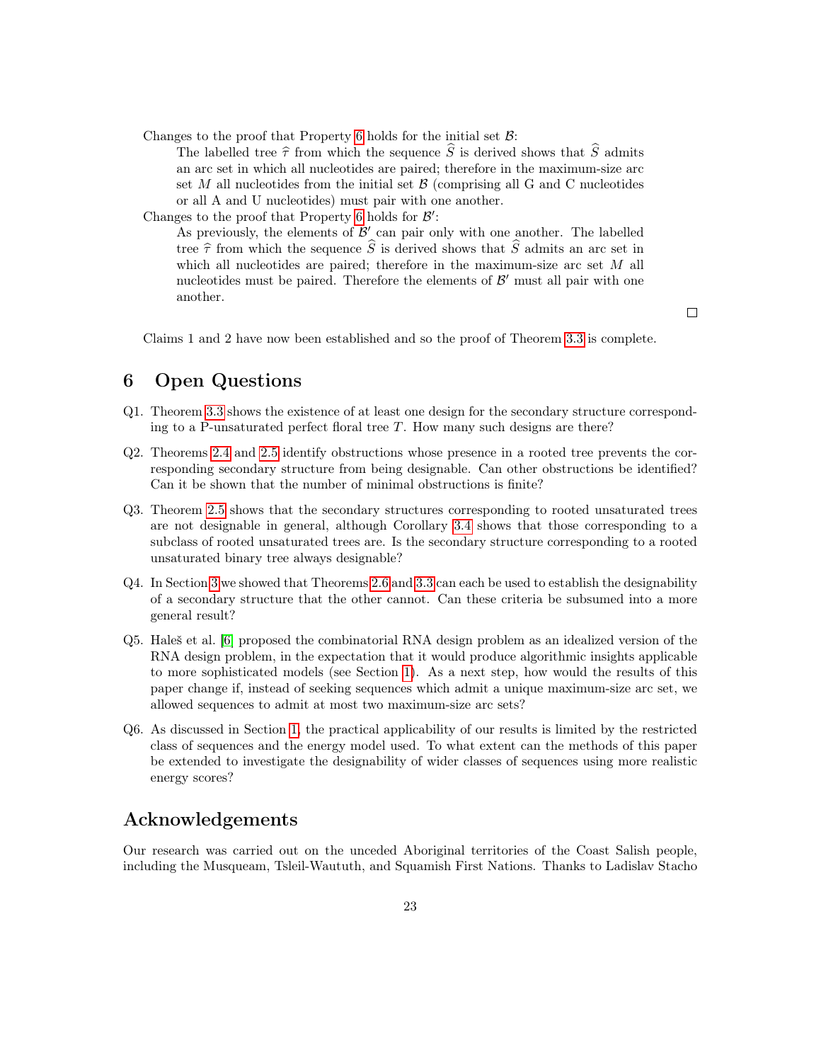Changes to the proof that Property 6 holds for the initial set $\mathcal{B}$:

> The labelled tree $\widehat{\tau}$ from which the sequence $\widehat{S}$ is derived shows that $\widehat{S}$ admits an arc set in which all nucleotides are paired; therefore in the maximum-size arc set $M$ all nucleotides from the initial set $\mathcal{B}$ (comprising all G and C nucleotides or all A and U nucleotides) must pair with one another.

Changes to the proof that Property 6 holds for $\mathcal{B}'$:

> As previously, the elements of $\mathcal{B}'$ can pair only with one another. The labelled tree $\widehat{\tau}$ from which the sequence $\widehat{S}$ is derived shows that $\widehat{S}$ admits an arc set in which all nucleotides are paired; therefore in the maximum-size arc set $M$ all nucleotides must be paired. Therefore the elements of $\mathcal{B}'$ must all pair with one another.

□

Claims 1 and 2 have now been established and so the proof of Theorem 3.3 is complete.

# 6 Open Questions

Q1. Theorem 3.3 shows the existence of at least one design for the secondary structure corresponding to a P-unsaturated perfect floral tree $T$. How many such designs are there?

Q2. Theorems 2.4 and 2.5 identify obstructions whose presence in a rooted tree prevents the corresponding secondary structure from being designable. Can other obstructions be identified? Can it be shown that the number of minimal obstructions is finite?

Q3. Theorem 2.5 shows that the secondary structures corresponding to rooted unsaturated trees are not designable in general, although Corollary 3.4 shows that those corresponding to a subclass of rooted unsaturated trees are. Is the secondary structure corresponding to a rooted unsaturated binary tree always designable?

Q4. In Section 3 we showed that Theorems 2.6 and 3.3 can each be used to establish the designability of a secondary structure that the other cannot. Can these criteria be subsumed into a more general result?

Q5. Haleš et al. [6] proposed the combinatorial RNA design problem as an idealized version of the RNA design problem, in the expectation that it would produce algorithmic insights applicable to more sophisticated models (see Section 1). As a next step, how would the results of this paper change if, instead of seeking sequences which admit a unique maximum-size arc set, we allowed sequences to admit at most two maximum-size arc sets?

Q6. As discussed in Section 1, the practical applicability of our results is limited by the restricted class of sequences and the energy model used. To what extent can the methods of this paper be extended to investigate the designability of wider classes of sequences using more realistic energy scores?

## Acknowledgements

Our research was carried out on the unceded Aboriginal territories of the Coast Salish people, including the Musqueam, Tsleil-Waututh, and Squamish First Nations. Thanks to Ladislav Stacho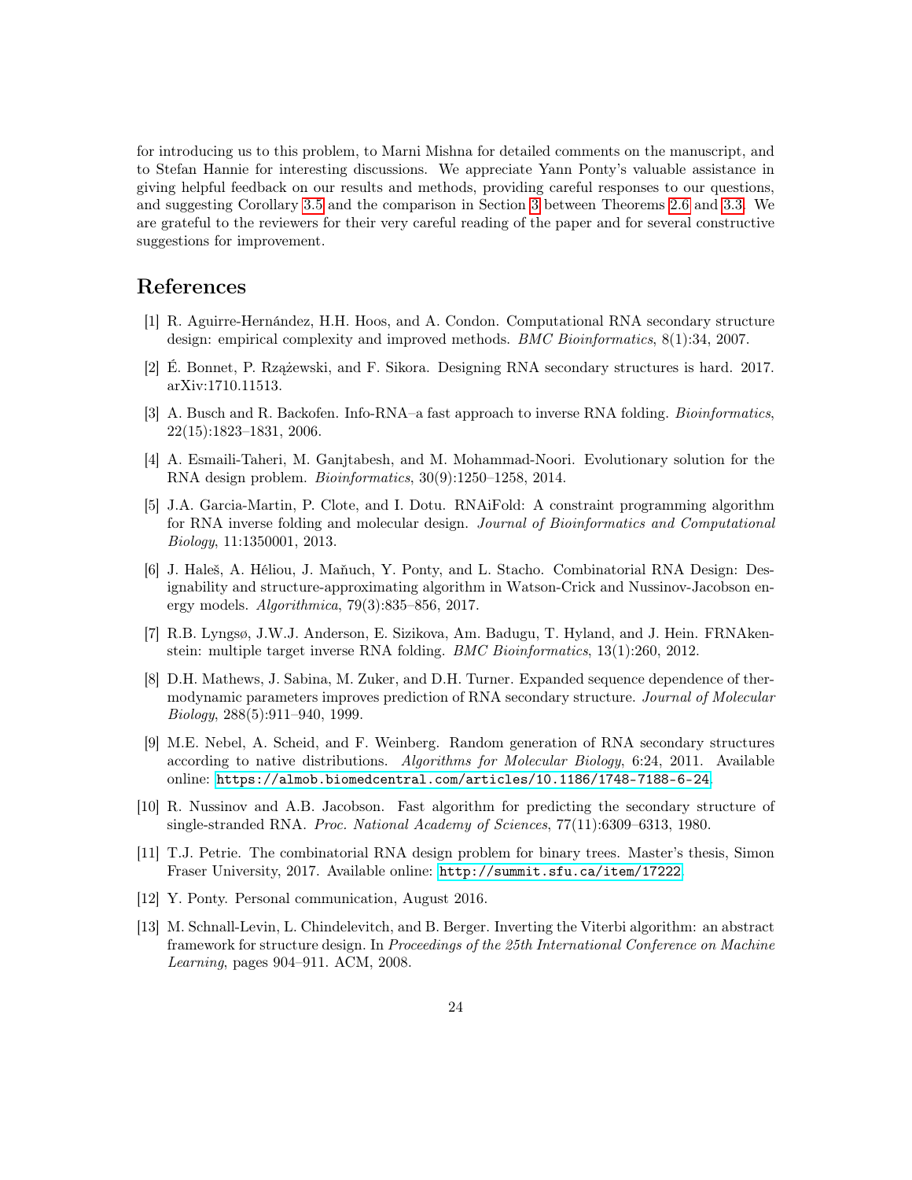for introducing us to this problem, to Marni Mishna for detailed comments on the manuscript, and to Stefan Hannie for interesting discussions. We appreciate Yann Ponty's valuable assistance in giving helpful feedback on our results and methods, providing careful responses to our questions, and suggesting Corollary 3.5 and the comparison in Section 3 between Theorems 2.6 and 3.3. We are grateful to the reviewers for their very careful reading of the paper and for several constructive suggestions for improvement.

# References

[1] R. Aguirre-Hernández, H.H. Hoos, and A. Condon. Computational RNA secondary structure design: empirical complexity and improved methods. *BMC Bioinformatics*, 8(1):34, 2007.

[2] É. Bonnet, P. Rzążewski, and F. Sikora. Designing RNA secondary structures is hard. 2017. arXiv:1710.11513.

[3] A. Busch and R. Backofen. Info-RNA–a fast approach to inverse RNA folding. *Bioinformatics*, 22(15):1823–1831, 2006.

[4] A. Esmaili-Taheri, M. Ganjtabesh, and M. Mohammad-Noori. Evolutionary solution for the RNA design problem. *Bioinformatics*, 30(9):1250–1258, 2014.

[5] J.A. Garcia-Martin, P. Clote, and I. Dotu. RNAiFold: A constraint programming algorithm for RNA inverse folding and molecular design. *Journal of Bioinformatics and Computational Biology*, 11:1350001, 2013.

[6] J. Haleš, A. Héliou, J. Maňuch, Y. Ponty, and L. Stacho. Combinatorial RNA Design: Designability and structure-approximating algorithm in Watson-Crick and Nussinov-Jacobson energy models. *Algorithmica*, 79(3):835–856, 2017.

[7] R.B. Lyngsø, J.W.J. Anderson, E. Sizikova, Am. Badugu, T. Hyland, and J. Hein. FRNAkenstein: multiple target inverse RNA folding. *BMC Bioinformatics*, 13(1):260, 2012.

[8] D.H. Mathews, J. Sabina, M. Zuker, and D.H. Turner. Expanded sequence dependence of thermodynamic parameters improves prediction of RNA secondary structure. *Journal of Molecular Biology*, 288(5):911–940, 1999.

[9] M.E. Nebel, A. Scheid, and F. Weinberg. Random generation of RNA secondary structures according to native distributions. *Algorithms for Molecular Biology*, 6:24, 2011. Available online: https://almob.biomedcentral.com/articles/10.1186/1748-7188-6-24.

[10] R. Nussinov and A.B. Jacobson. Fast algorithm for predicting the secondary structure of single-stranded RNA. *Proc. National Academy of Sciences*, 77(11):6309–6313, 1980.

[11] T.J. Petrie. The combinatorial RNA design problem for binary trees. Master's thesis, Simon Fraser University, 2017. Available online: http://summit.sfu.ca/item/17222.

[12] Y. Ponty. Personal communication, August 2016.

[13] M. Schnall-Levin, L. Chindelevitch, and B. Berger. Inverting the Viterbi algorithm: an abstract framework for structure design. In *Proceedings of the 25th International Conference on Machine Learning*, pages 904–911. ACM, 2008.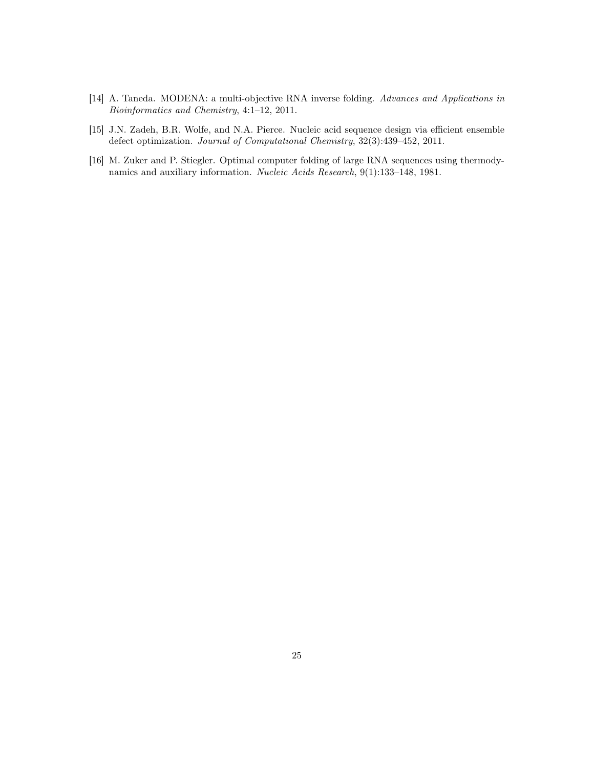[14] A. Taneda. MODENA: a multi-objective RNA inverse folding. *Advances and Applications in Bioinformatics and Chemistry*, 4:1–12, 2011.

[15] J.N. Zadeh, B.R. Wolfe, and N.A. Pierce. Nucleic acid sequence design via efficient ensemble defect optimization. *Journal of Computational Chemistry*, 32(3):439–452, 2011.

[16] M. Zuker and P. Stiegler. Optimal computer folding of large RNA sequences using thermodynamics and auxiliary information. *Nucleic Acids Research*, 9(1):133–148, 1981.